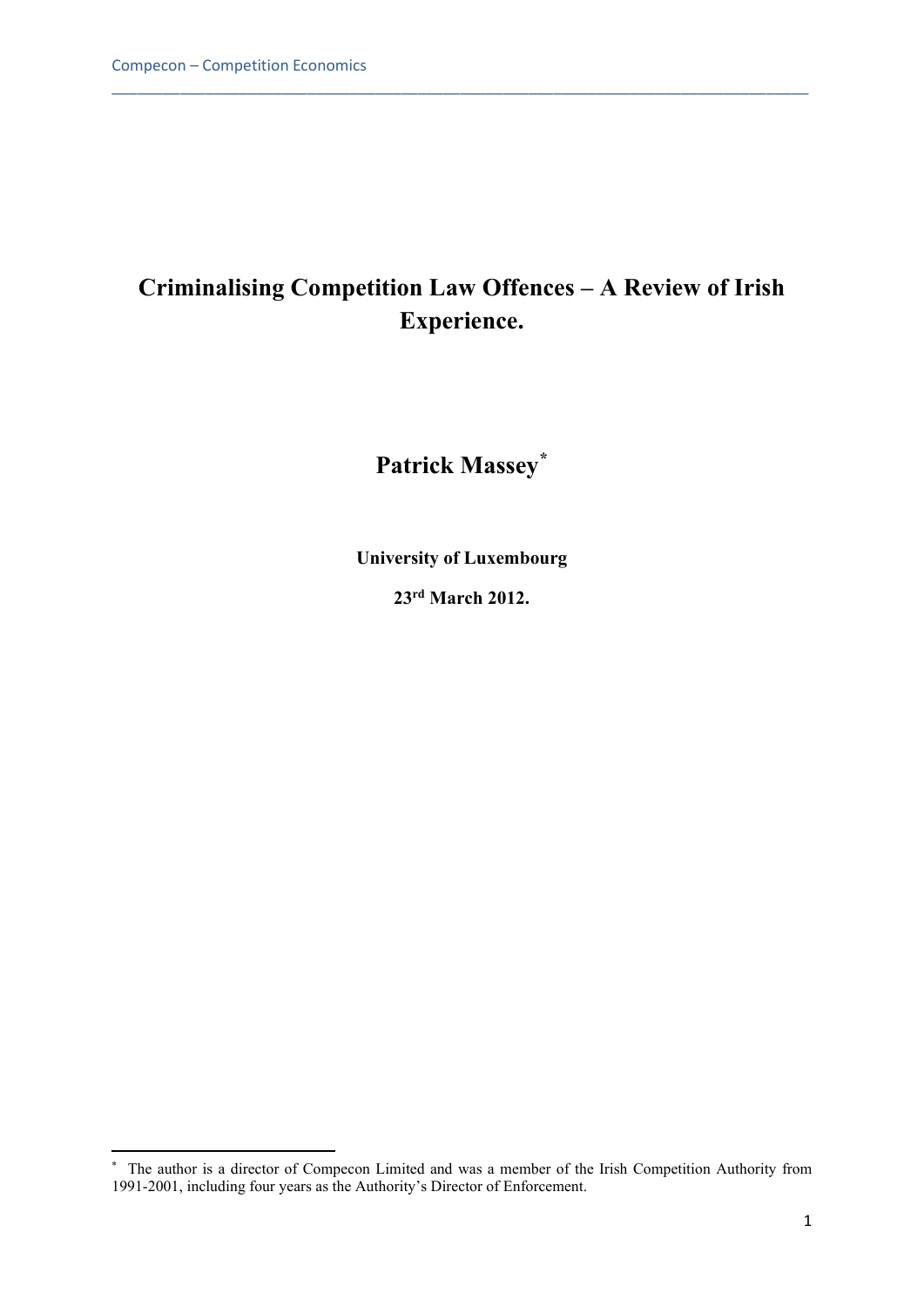# Criminalising Competition Law Offences – A Review of Irish Experience.

## Patrick Massey[*]

**University of Luxembourg**

**23rd March 2012.**

[*] The author is a director of Compecon Limited and was a member of the Irish Competition Authority from 1991-2001, including four years as the Authority's Director of Enforcement.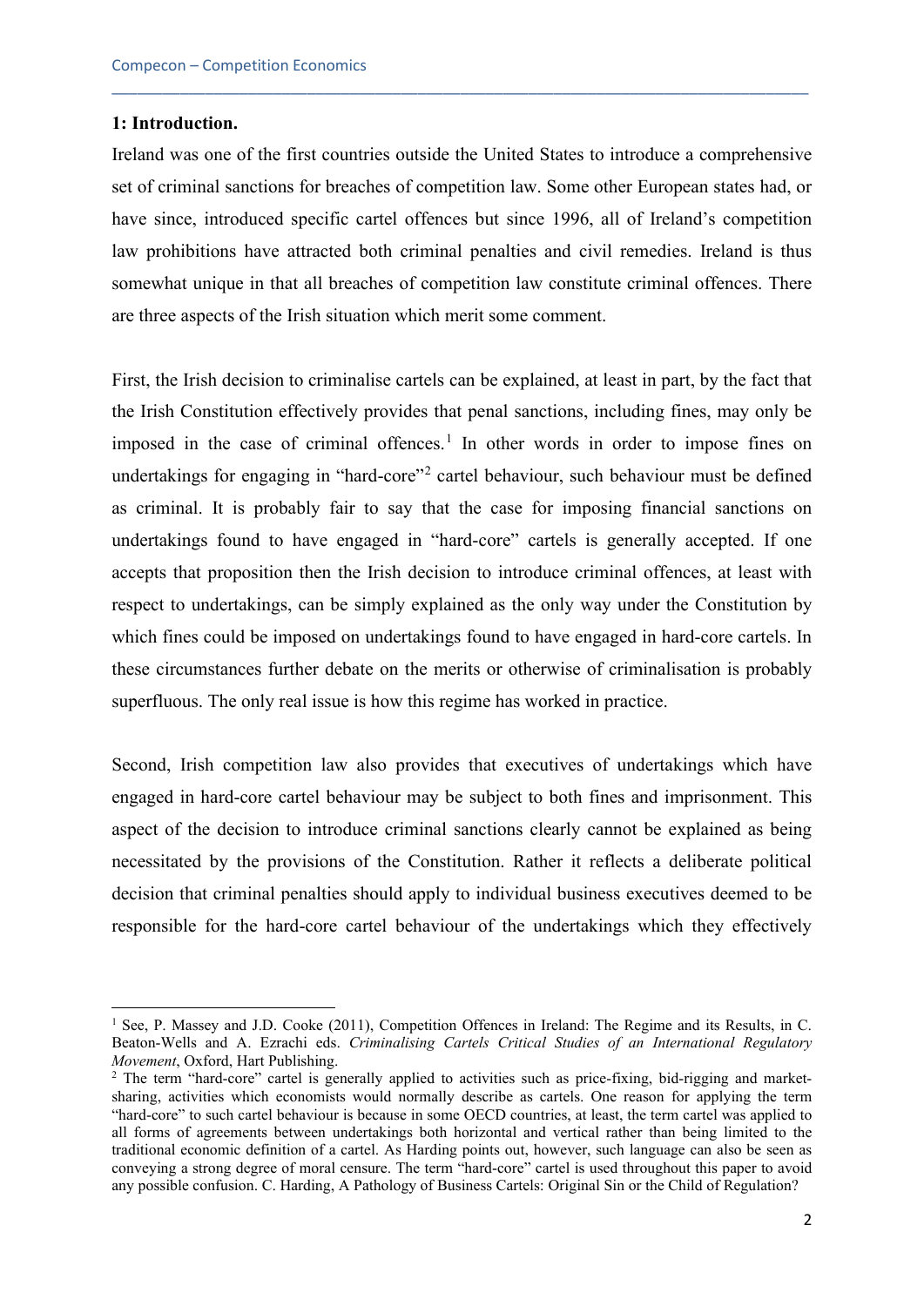## 1: Introduction.

Ireland was one of the first countries outside the United States to introduce a comprehensive set of criminal sanctions for breaches of competition law. Some other European states had, or have since, introduced specific cartel offences but since 1996, all of Ireland's competition law prohibitions have attracted both criminal penalties and civil remedies. Ireland is thus somewhat unique in that all breaches of competition law constitute criminal offences. There are three aspects of the Irish situation which merit some comment.

First, the Irish decision to criminalise cartels can be explained, at least in part, by the fact that the Irish Constitution effectively provides that penal sanctions, including fines, may only be imposed in the case of criminal offences.[1] In other words in order to impose fines on undertakings for engaging in "hard-core"[2] cartel behaviour, such behaviour must be defined as criminal. It is probably fair to say that the case for imposing financial sanctions on undertakings found to have engaged in "hard-core" cartels is generally accepted. If one accepts that proposition then the Irish decision to introduce criminal offences, at least with respect to undertakings, can be simply explained as the only way under the Constitution by which fines could be imposed on undertakings found to have engaged in hard-core cartels. In these circumstances further debate on the merits or otherwise of criminalisation is probably superfluous. The only real issue is how this regime has worked in practice.

Second, Irish competition law also provides that executives of undertakings which have engaged in hard-core cartel behaviour may be subject to both fines and imprisonment. This aspect of the decision to introduce criminal sanctions clearly cannot be explained as being necessitated by the provisions of the Constitution. Rather it reflects a deliberate political decision that criminal penalties should apply to individual business executives deemed to be responsible for the hard-core cartel behaviour of the undertakings which they effectively

---

[1] See, P. Massey and J.D. Cooke (2011), Competition Offences in Ireland: The Regime and its Results, in C. Beaton-Wells and A. Ezrachi eds. *Criminalising Cartels Critical Studies of an International Regulatory Movement*, Oxford, Hart Publishing.

[2] The term "hard-core" cartel is generally applied to activities such as price-fixing, bid-rigging and market-sharing, activities which economists would normally describe as cartels. One reason for applying the term "hard-core" to such cartel behaviour is because in some OECD countries, at least, the term cartel was applied to all forms of agreements between undertakings both horizontal and vertical rather than being limited to the traditional economic definition of a cartel. As Harding points out, however, such language can also be seen as conveying a strong degree of moral censure. The term "hard-core" cartel is used throughout this paper to avoid any possible confusion. C. Harding, A Pathology of Business Cartels: Original Sin or the Child of Regulation?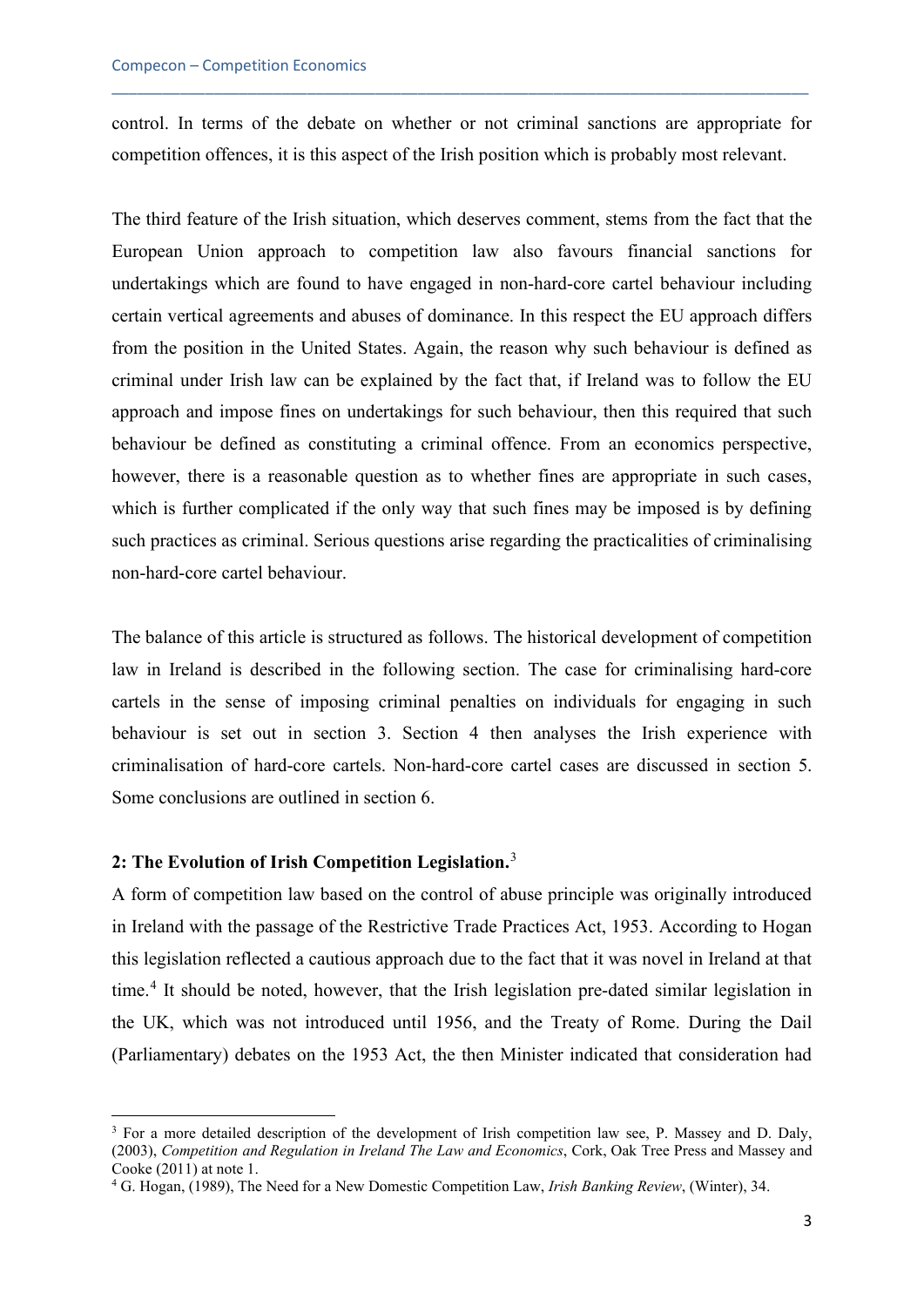control. In terms of the debate on whether or not criminal sanctions are appropriate for competition offences, it is this aspect of the Irish position which is probably most relevant.

The third feature of the Irish situation, which deserves comment, stems from the fact that the European Union approach to competition law also favours financial sanctions for undertakings which are found to have engaged in non-hard-core cartel behaviour including certain vertical agreements and abuses of dominance. In this respect the EU approach differs from the position in the United States. Again, the reason why such behaviour is defined as criminal under Irish law can be explained by the fact that, if Ireland was to follow the EU approach and impose fines on undertakings for such behaviour, then this required that such behaviour be defined as constituting a criminal offence. From an economics perspective, however, there is a reasonable question as to whether fines are appropriate in such cases, which is further complicated if the only way that such fines may be imposed is by defining such practices as criminal. Serious questions arise regarding the practicalities of criminalising non-hard-core cartel behaviour.

The balance of this article is structured as follows. The historical development of competition law in Ireland is described in the following section. The case for criminalising hard-core cartels in the sense of imposing criminal penalties on individuals for engaging in such behaviour is set out in section 3. Section 4 then analyses the Irish experience with criminalisation of hard-core cartels. Non-hard-core cartel cases are discussed in section 5. Some conclusions are outlined in section 6.

## 2: The Evolution of Irish Competition Legislation.[3]

A form of competition law based on the control of abuse principle was originally introduced in Ireland with the passage of the Restrictive Trade Practices Act, 1953. According to Hogan this legislation reflected a cautious approach due to the fact that it was novel in Ireland at that time.[4] It should be noted, however, that the Irish legislation pre-dated similar legislation in the UK, which was not introduced until 1956, and the Treaty of Rome. During the Dail (Parliamentary) debates on the 1953 Act, the then Minister indicated that consideration had

---

[3] For a more detailed description of the development of Irish competition law see, P. Massey and D. Daly, (2003), *Competition and Regulation in Ireland The Law and Economics*, Cork, Oak Tree Press and Massey and Cooke (2011) at note 1.

[4] G. Hogan, (1989), The Need for a New Domestic Competition Law, *Irish Banking Review*, (Winter), 34.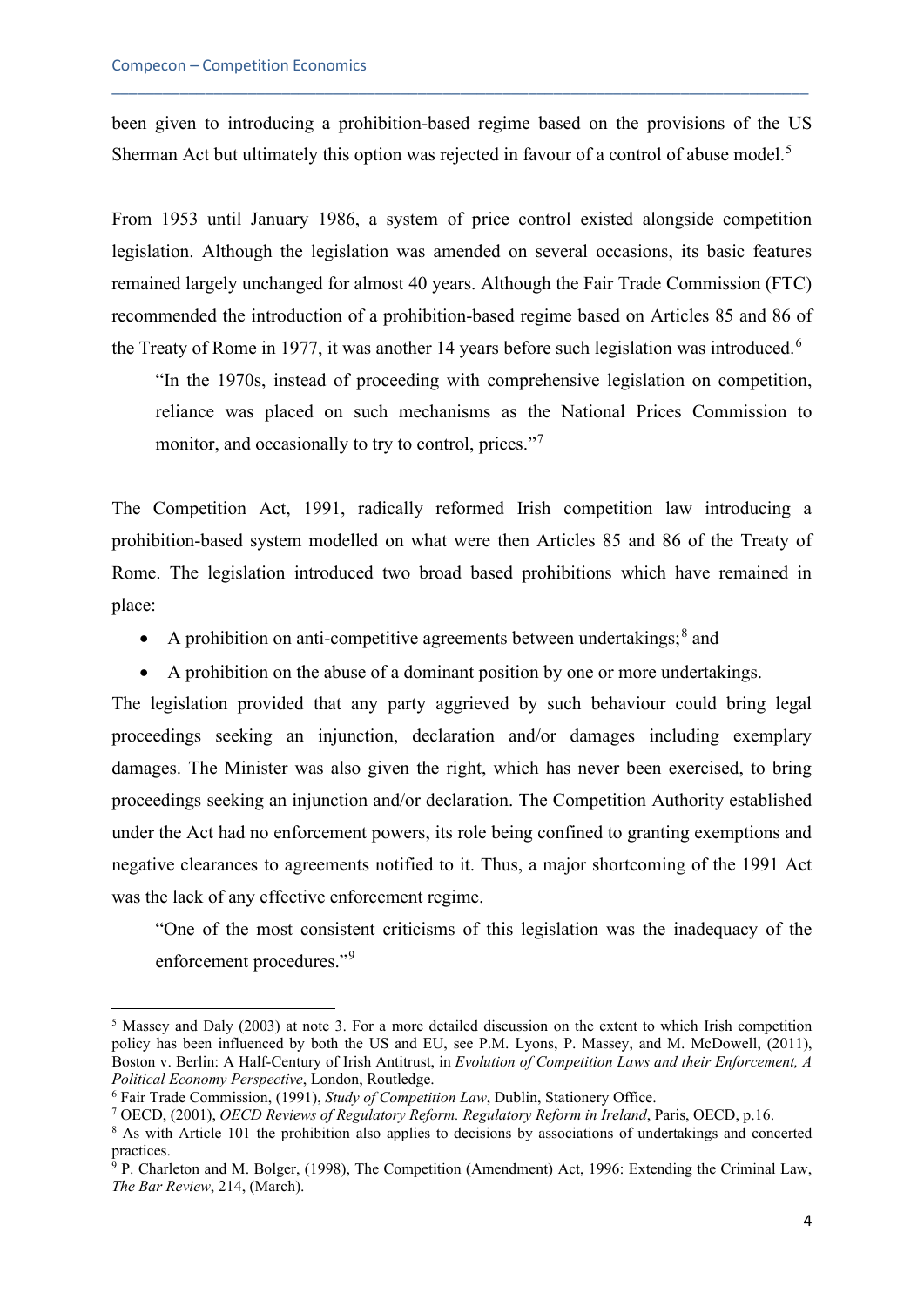been given to introducing a prohibition-based regime based on the provisions of the US Sherman Act but ultimately this option was rejected in favour of a control of abuse model.[5]

From 1953 until January 1986, a system of price control existed alongside competition legislation. Although the legislation was amended on several occasions, its basic features remained largely unchanged for almost 40 years. Although the Fair Trade Commission (FTC) recommended the introduction of a prohibition-based regime based on Articles 85 and 86 of the Treaty of Rome in 1977, it was another 14 years before such legislation was introduced.[6]

> "In the 1970s, instead of proceeding with comprehensive legislation on competition, reliance was placed on such mechanisms as the National Prices Commission to monitor, and occasionally to try to control, prices."[7]

The Competition Act, 1991, radically reformed Irish competition law introducing a prohibition-based system modelled on what were then Articles 85 and 86 of the Treaty of Rome. The legislation introduced two broad based prohibitions which have remained in place:

- A prohibition on anti-competitive agreements between undertakings;[8] and
- A prohibition on the abuse of a dominant position by one or more undertakings.

The legislation provided that any party aggrieved by such behaviour could bring legal proceedings seeking an injunction, declaration and/or damages including exemplary damages. The Minister was also given the right, which has never been exercised, to bring proceedings seeking an injunction and/or declaration. The Competition Authority established under the Act had no enforcement powers, its role being confined to granting exemptions and negative clearances to agreements notified to it. Thus, a major shortcoming of the 1991 Act was the lack of any effective enforcement regime.

> "One of the most consistent criticisms of this legislation was the inadequacy of the enforcement procedures."[9]

---

[5] Massey and Daly (2003) at note 3. For a more detailed discussion on the extent to which Irish competition policy has been influenced by both the US and EU, see P.M. Lyons, P. Massey, and M. McDowell, (2011), Boston v. Berlin: A Half-Century of Irish Antitrust, in *Evolution of Competition Laws and their Enforcement, A Political Economy Perspective*, London, Routledge.

[6] Fair Trade Commission, (1991), *Study of Competition Law*, Dublin, Stationery Office.

[7] OECD, (2001), *OECD Reviews of Regulatory Reform. Regulatory Reform in Ireland*, Paris, OECD, p.16.

[8] As with Article 101 the prohibition also applies to decisions by associations of undertakings and concerted practices.

[9] P. Charleton and M. Bolger, (1998), The Competition (Amendment) Act, 1996: Extending the Criminal Law, *The Bar Review*, 214, (March).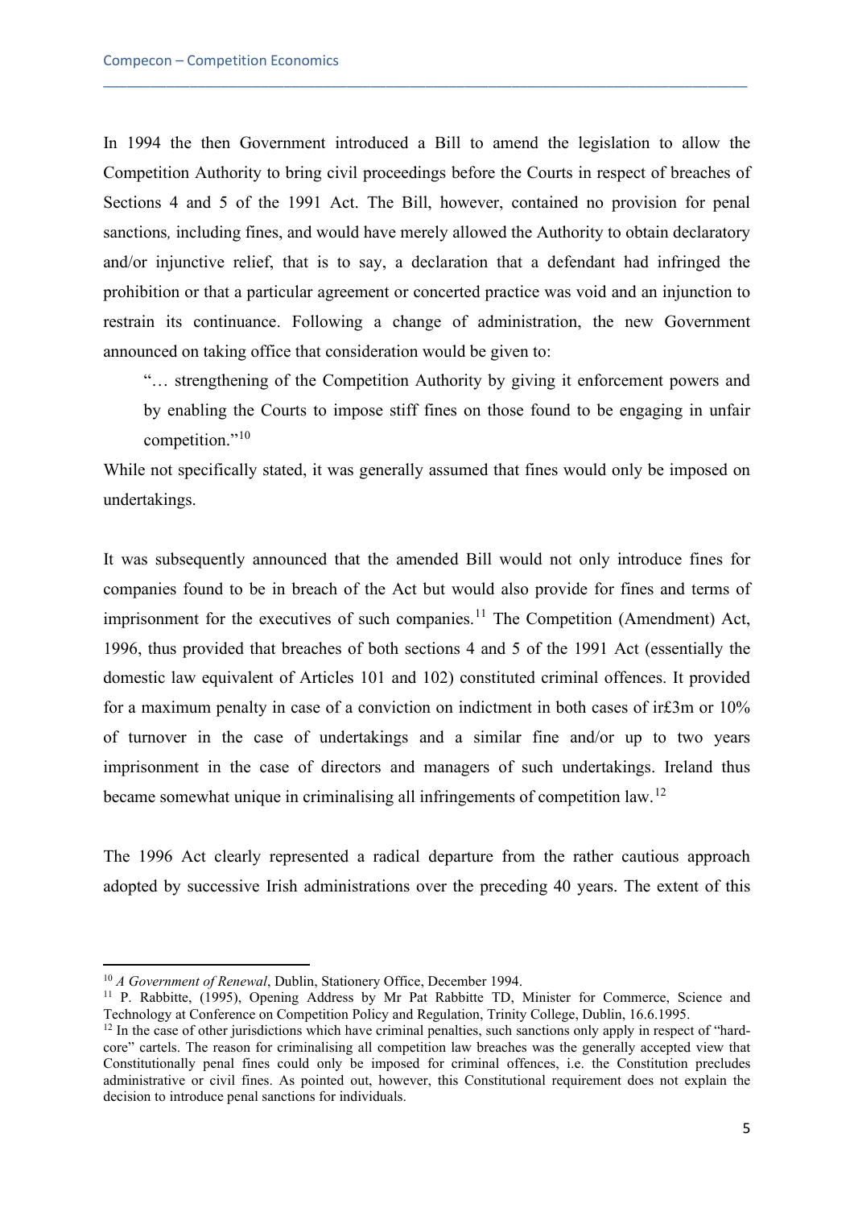In 1994 the then Government introduced a Bill to amend the legislation to allow the Competition Authority to bring civil proceedings before the Courts in respect of breaches of Sections 4 and 5 of the 1991 Act. The Bill, however, contained no provision for penal sanctions, including fines, and would have merely allowed the Authority to obtain declaratory and/or injunctive relief, that is to say, a declaration that a defendant had infringed the prohibition or that a particular agreement or concerted practice was void and an injunction to restrain its continuance. Following a change of administration, the new Government announced on taking office that consideration would be given to:

> "… strengthening of the Competition Authority by giving it enforcement powers and by enabling the Courts to impose stiff fines on those found to be engaging in unfair competition."[10]

While not specifically stated, it was generally assumed that fines would only be imposed on undertakings.

It was subsequently announced that the amended Bill would not only introduce fines for companies found to be in breach of the Act but would also provide for fines and terms of imprisonment for the executives of such companies.[11] The Competition (Amendment) Act, 1996, thus provided that breaches of both sections 4 and 5 of the 1991 Act (essentially the domestic law equivalent of Articles 101 and 102) constituted criminal offences. It provided for a maximum penalty in case of a conviction on indictment in both cases of ir£3m or 10% of turnover in the case of undertakings and a similar fine and/or up to two years imprisonment in the case of directors and managers of such undertakings. Ireland thus became somewhat unique in criminalising all infringements of competition law.[12]

The 1996 Act clearly represented a radical departure from the rather cautious approach adopted by successive Irish administrations over the preceding 40 years. The extent of this

---

[10] *A Government of Renewal*, Dublin, Stationery Office, December 1994.

[11] P. Rabbitte, (1995), Opening Address by Mr Pat Rabbitte TD, Minister for Commerce, Science and Technology at Conference on Competition Policy and Regulation, Trinity College, Dublin, 16.6.1995.

[12] In the case of other jurisdictions which have criminal penalties, such sanctions only apply in respect of "hard-core" cartels. The reason for criminalising all competition law breaches was the generally accepted view that Constitutionally penal fines could only be imposed for criminal offences, i.e. the Constitution precludes administrative or civil fines. As pointed out, however, this Constitutional requirement does not explain the decision to introduce penal sanctions for individuals.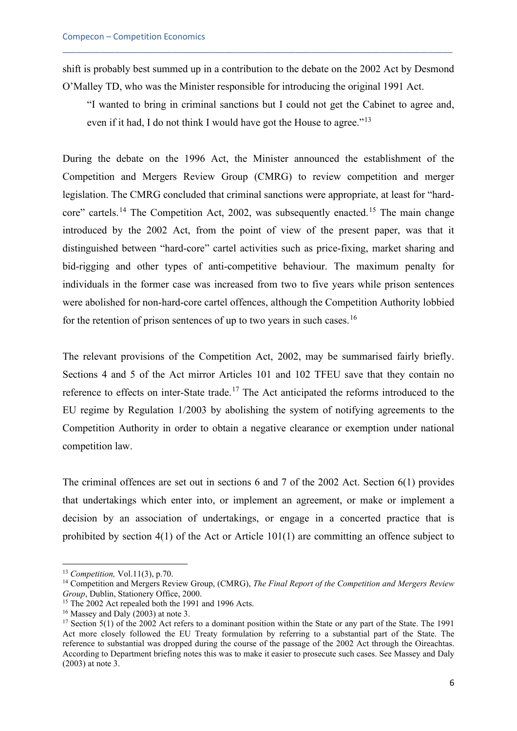shift is probably best summed up in a contribution to the debate on the 2002 Act by Desmond O'Malley TD, who was the Minister responsible for introducing the original 1991 Act.

> "I wanted to bring in criminal sanctions but I could not get the Cabinet to agree and, even if it had, I do not think I would have got the House to agree."[13]

During the debate on the 1996 Act, the Minister announced the establishment of the Competition and Mergers Review Group (CMRG) to review competition and merger legislation. The CMRG concluded that criminal sanctions were appropriate, at least for "hard-core" cartels.[14] The Competition Act, 2002, was subsequently enacted.[15] The main change introduced by the 2002 Act, from the point of view of the present paper, was that it distinguished between "hard-core" cartel activities such as price-fixing, market sharing and bid-rigging and other types of anti-competitive behaviour. The maximum penalty for individuals in the former case was increased from two to five years while prison sentences were abolished for non-hard-core cartel offences, although the Competition Authority lobbied for the retention of prison sentences of up to two years in such cases.[16]

The relevant provisions of the Competition Act, 2002, may be summarised fairly briefly. Sections 4 and 5 of the Act mirror Articles 101 and 102 TFEU save that they contain no reference to effects on inter-State trade.[17] The Act anticipated the reforms introduced to the EU regime by Regulation 1/2003 by abolishing the system of notifying agreements to the Competition Authority in order to obtain a negative clearance or exemption under national competition law.

The criminal offences are set out in sections 6 and 7 of the 2002 Act. Section 6(1) provides that undertakings which enter into, or implement an agreement, or make or implement a decision by an association of undertakings, or engage in a concerted practice that is prohibited by section 4(1) of the Act or Article 101(1) are committing an offence subject to

---

[13] *Competition,* Vol.11(3), p.70.

[14] Competition and Mergers Review Group, (CMRG), *The Final Report of the Competition and Mergers Review Group*, Dublin, Stationery Office, 2000.

[15] The 2002 Act repealed both the 1991 and 1996 Acts.

[16] Massey and Daly (2003) at note 3.

[17] Section 5(1) of the 2002 Act refers to a dominant position within the State or any part of the State. The 1991 Act more closely followed the EU Treaty formulation by referring to a substantial part of the State. The reference to substantial was dropped during the course of the passage of the 2002 Act through the Oireachtas. According to Department briefing notes this was to make it easier to prosecute such cases. See Massey and Daly (2003) at note 3.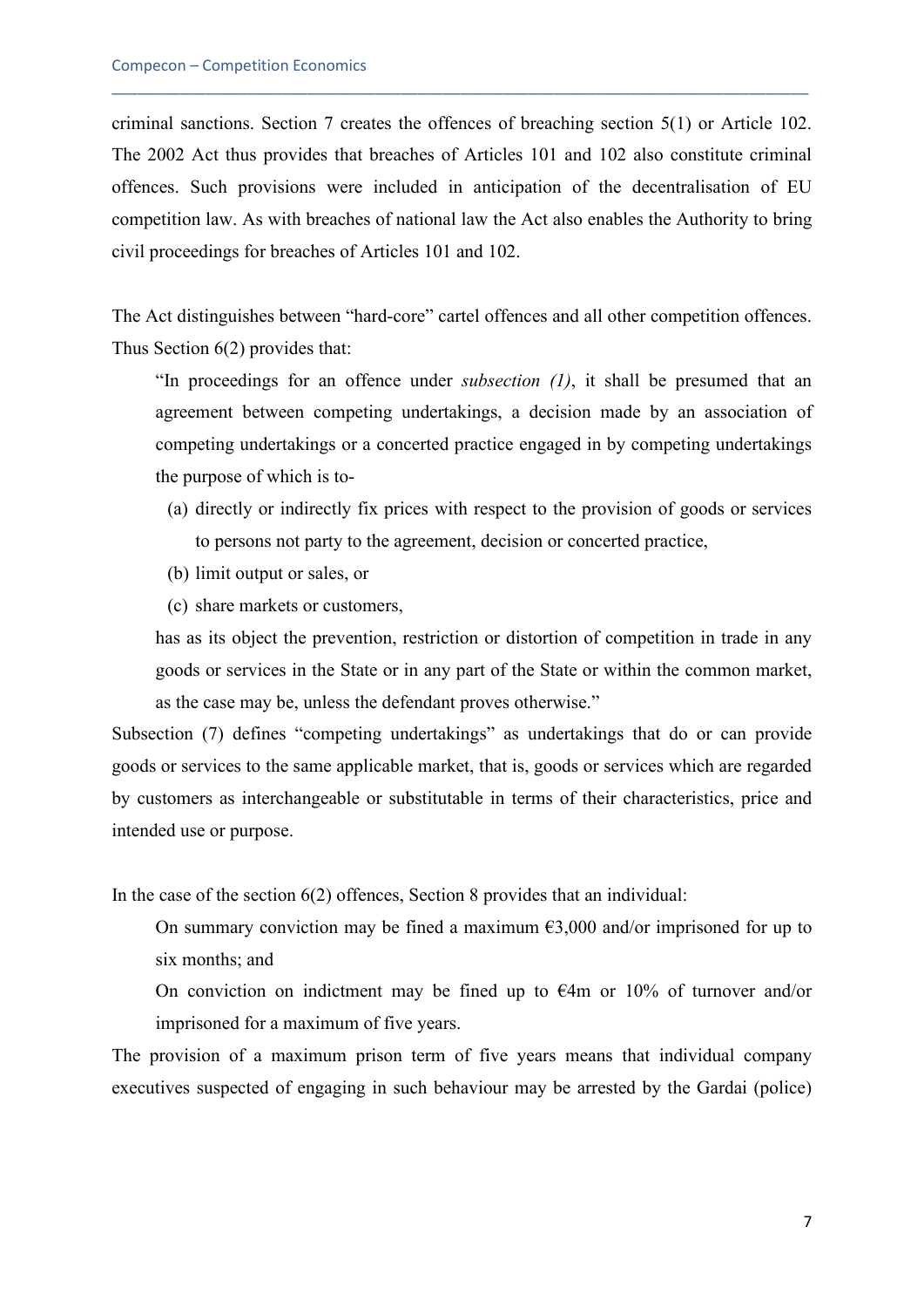criminal sanctions. Section 7 creates the offences of breaching section 5(1) or Article 102. The 2002 Act thus provides that breaches of Articles 101 and 102 also constitute criminal offences. Such provisions were included in anticipation of the decentralisation of EU competition law. As with breaches of national law the Act also enables the Authority to bring civil proceedings for breaches of Articles 101 and 102.

The Act distinguishes between "hard-core" cartel offences and all other competition offences. Thus Section 6(2) provides that:

> "In proceedings for an offence under *subsection (1)*, it shall be presumed that an agreement between competing undertakings, a decision made by an association of competing undertakings or a concerted practice engaged in by competing undertakings the purpose of which is to-
>
> (a) directly or indirectly fix prices with respect to the provision of goods or services to persons not party to the agreement, decision or concerted practice,
>
> (b) limit output or sales, or
>
> (c) share markets or customers,
>
> has as its object the prevention, restriction or distortion of competition in trade in any goods or services in the State or in any part of the State or within the common market, as the case may be, unless the defendant proves otherwise."

Subsection (7) defines "competing undertakings" as undertakings that do or can provide goods or services to the same applicable market, that is, goods or services which are regarded by customers as interchangeable or substitutable in terms of their characteristics, price and intended use or purpose.

In the case of the section 6(2) offences, Section 8 provides that an individual:

> On summary conviction may be fined a maximum €3,000 and/or imprisoned for up to six months; and
>
> On conviction on indictment may be fined up to €4m or 10% of turnover and/or imprisoned for a maximum of five years.

The provision of a maximum prison term of five years means that individual company executives suspected of engaging in such behaviour may be arrested by the Gardai (police)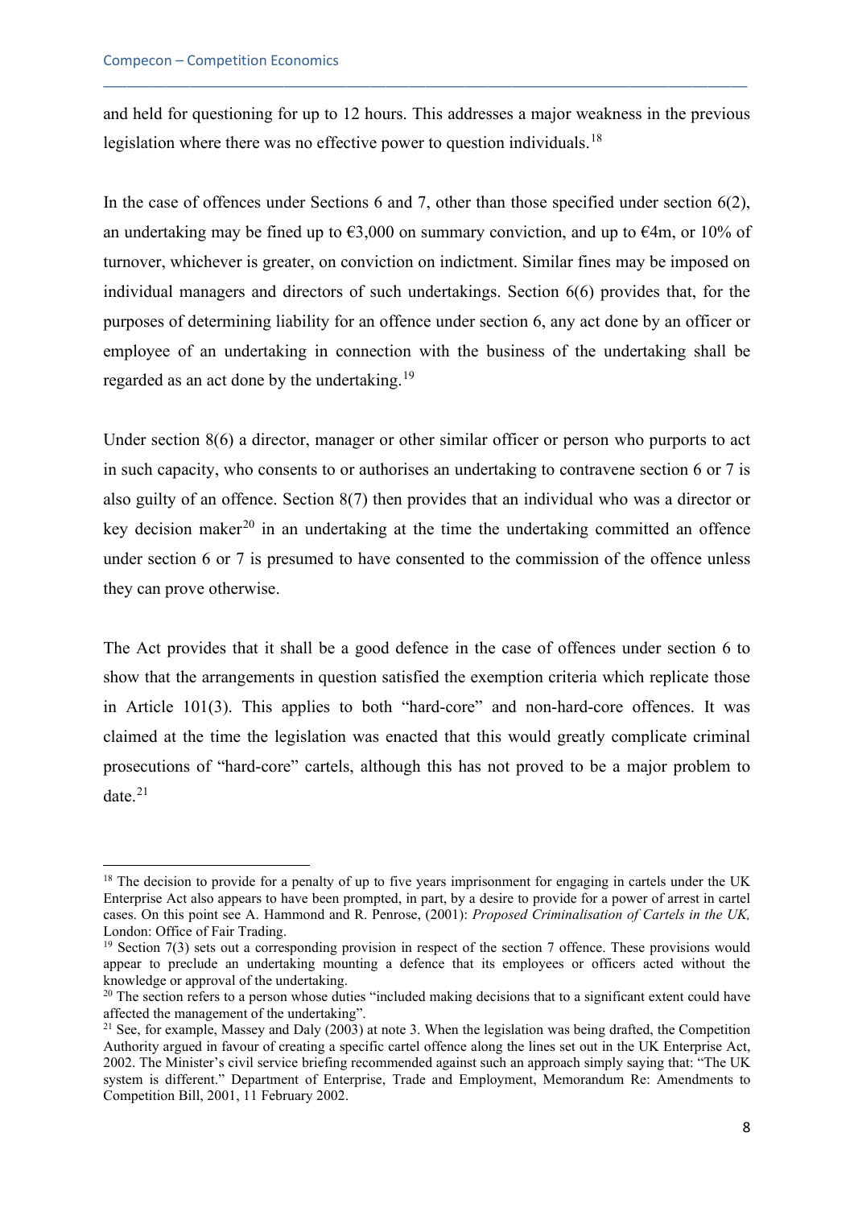and held for questioning for up to 12 hours. This addresses a major weakness in the previous legislation where there was no effective power to question individuals.[18]

In the case of offences under Sections 6 and 7, other than those specified under section 6(2), an undertaking may be fined up to €3,000 on summary conviction, and up to €4m, or 10% of turnover, whichever is greater, on conviction on indictment. Similar fines may be imposed on individual managers and directors of such undertakings. Section 6(6) provides that, for the purposes of determining liability for an offence under section 6, any act done by an officer or employee of an undertaking in connection with the business of the undertaking shall be regarded as an act done by the undertaking.[19]

Under section 8(6) a director, manager or other similar officer or person who purports to act in such capacity, who consents to or authorises an undertaking to contravene section 6 or 7 is also guilty of an offence. Section 8(7) then provides that an individual who was a director or key decision maker[20] in an undertaking at the time the undertaking committed an offence under section 6 or 7 is presumed to have consented to the commission of the offence unless they can prove otherwise.

The Act provides that it shall be a good defence in the case of offences under section 6 to show that the arrangements in question satisfied the exemption criteria which replicate those in Article 101(3). This applies to both "hard-core" and non-hard-core offences. It was claimed at the time the legislation was enacted that this would greatly complicate criminal prosecutions of "hard-core" cartels, although this has not proved to be a major problem to date.[21]

---

[18] The decision to provide for a penalty of up to five years imprisonment for engaging in cartels under the UK Enterprise Act also appears to have been prompted, in part, by a desire to provide for a power of arrest in cartel cases. On this point see A. Hammond and R. Penrose, (2001): *Proposed Criminalisation of Cartels in the UK,* London: Office of Fair Trading.

[19] Section 7(3) sets out a corresponding provision in respect of the section 7 offence. These provisions would appear to preclude an undertaking mounting a defence that its employees or officers acted without the knowledge or approval of the undertaking.

[20] The section refers to a person whose duties "included making decisions that to a significant extent could have affected the management of the undertaking".

[21] See, for example, Massey and Daly (2003) at note 3. When the legislation was being drafted, the Competition Authority argued in favour of creating a specific cartel offence along the lines set out in the UK Enterprise Act, 2002. The Minister's civil service briefing recommended against such an approach simply saying that: "The UK system is different." Department of Enterprise, Trade and Employment, Memorandum Re: Amendments to Competition Bill, 2001, 11 February 2002.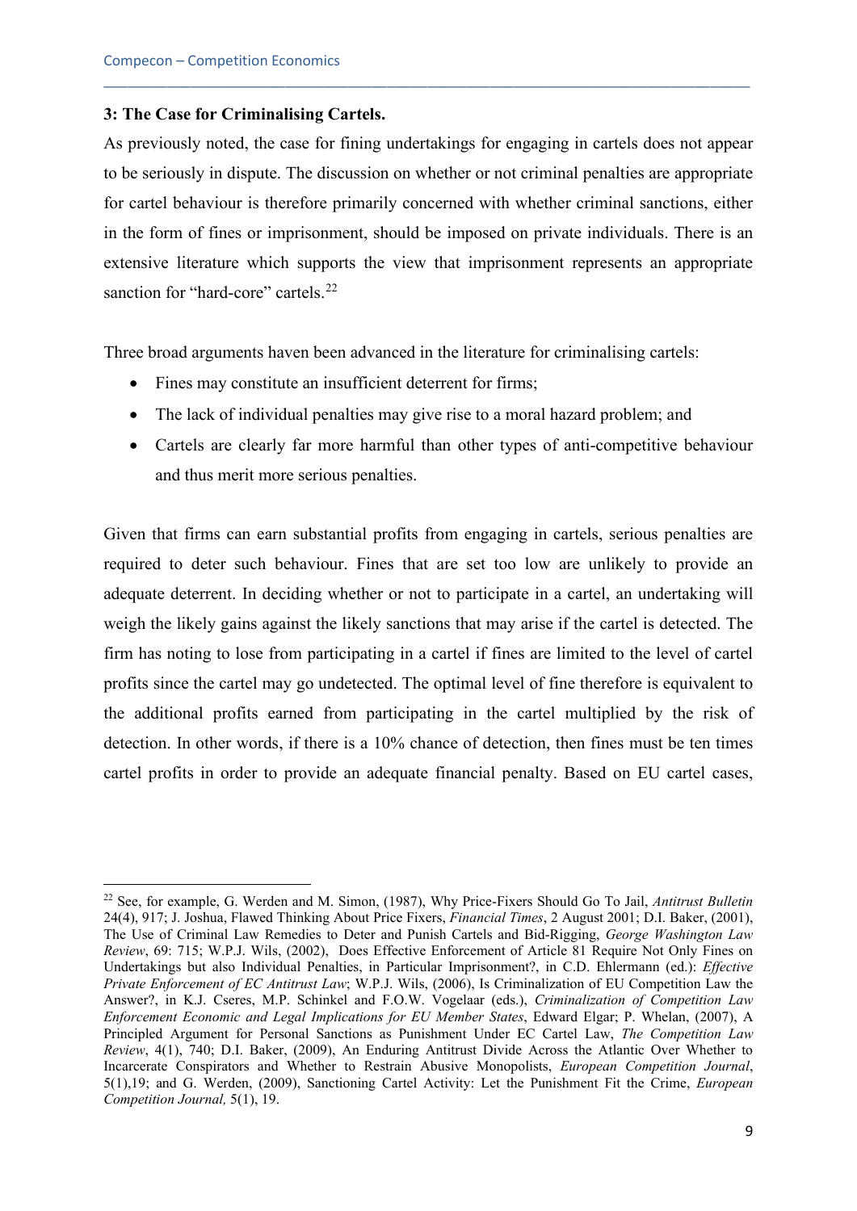**3: The Case for Criminalising Cartels.**

As previously noted, the case for fining undertakings for engaging in cartels does not appear to be seriously in dispute. The discussion on whether or not criminal penalties are appropriate for cartel behaviour is therefore primarily concerned with whether criminal sanctions, either in the form of fines or imprisonment, should be imposed on private individuals. There is an extensive literature which supports the view that imprisonment represents an appropriate sanction for "hard-core" cartels.[22]

Three broad arguments haven been advanced in the literature for criminalising cartels:

- Fines may constitute an insufficient deterrent for firms;
- The lack of individual penalties may give rise to a moral hazard problem; and
- Cartels are clearly far more harmful than other types of anti-competitive behaviour and thus merit more serious penalties.

Given that firms can earn substantial profits from engaging in cartels, serious penalties are required to deter such behaviour. Fines that are set too low are unlikely to provide an adequate deterrent. In deciding whether or not to participate in a cartel, an undertaking will weigh the likely gains against the likely sanctions that may arise if the cartel is detected. The firm has noting to lose from participating in a cartel if fines are limited to the level of cartel profits since the cartel may go undetected. The optimal level of fine therefore is equivalent to the additional profits earned from participating in the cartel multiplied by the risk of detection. In other words, if there is a 10% chance of detection, then fines must be ten times cartel profits in order to provide an adequate financial penalty. Based on EU cartel cases,

[22] See, for example, G. Werden and M. Simon, (1987), Why Price-Fixers Should Go To Jail, *Antitrust Bulletin* 24(4), 917; J. Joshua, Flawed Thinking About Price Fixers, *Financial Times*, 2 August 2001; D.I. Baker, (2001), The Use of Criminal Law Remedies to Deter and Punish Cartels and Bid-Rigging, *George Washington Law Review*, 69: 715; W.P.J. Wils, (2002), Does Effective Enforcement of Article 81 Require Not Only Fines on Undertakings but also Individual Penalties, in Particular Imprisonment?, in C.D. Ehlermann (ed.): *Effective Private Enforcement of EC Antitrust Law*; W.P.J. Wils, (2006), Is Criminalization of EU Competition Law the Answer?, in K.J. Cseres, M.P. Schinkel and F.O.W. Vogelaar (eds.), *Criminalization of Competition Law Enforcement Economic and Legal Implications for EU Member States*, Edward Elgar; P. Whelan, (2007), A Principled Argument for Personal Sanctions as Punishment Under EC Cartel Law, *The Competition Law Review*, 4(1), 740; D.I. Baker, (2009), An Enduring Antitrust Divide Across the Atlantic Over Whether to Incarcerate Conspirators and Whether to Restrain Abusive Monopolists, *European Competition Journal*, 5(1),19; and G. Werden, (2009), Sanctioning Cartel Activity: Let the Punishment Fit the Crime, *European Competition Journal,* 5(1), 19.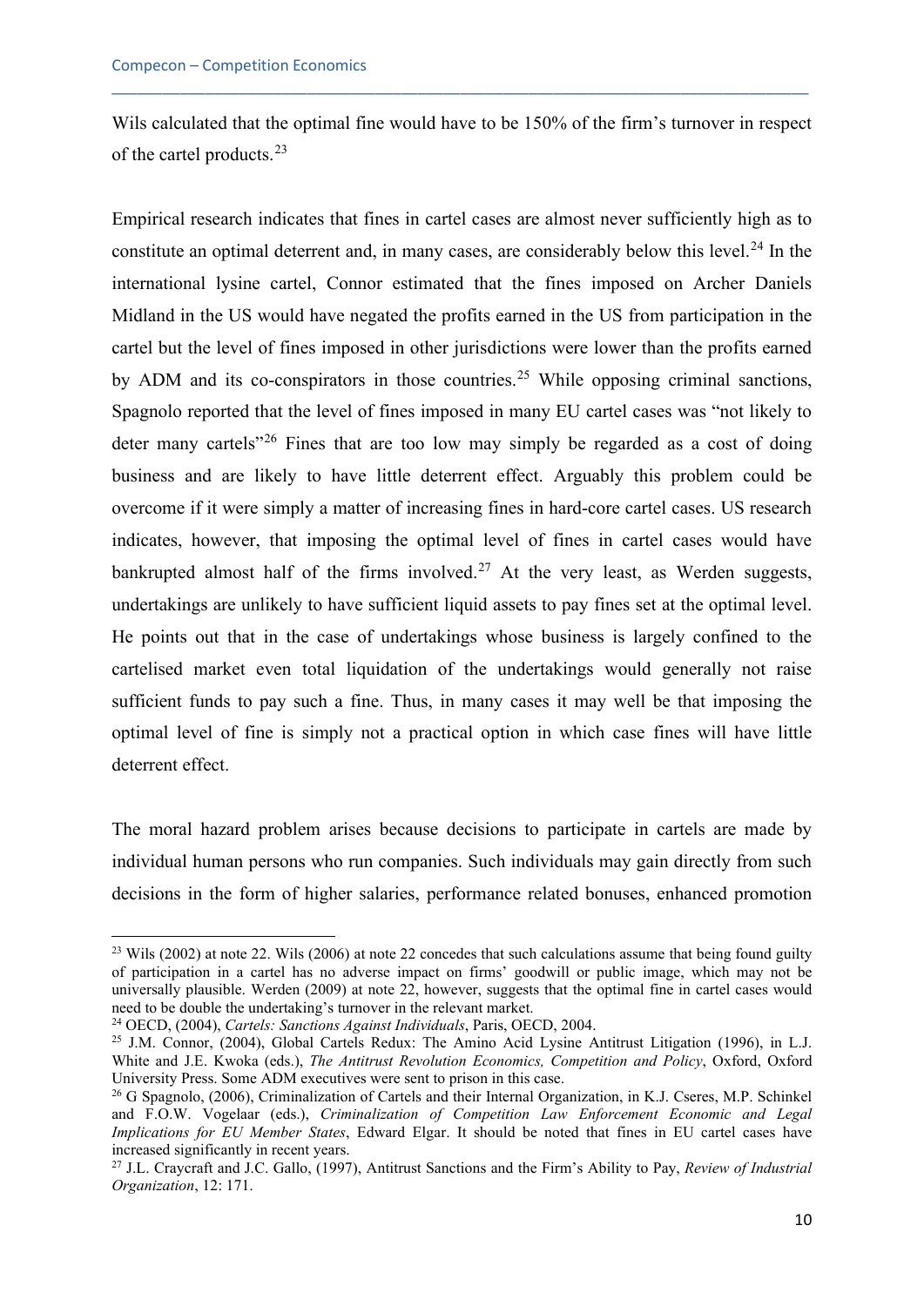Wils calculated that the optimal fine would have to be 150% of the firm's turnover in respect of the cartel products.[23]

Empirical research indicates that fines in cartel cases are almost never sufficiently high as to constitute an optimal deterrent and, in many cases, are considerably below this level.[24] In the international lysine cartel, Connor estimated that the fines imposed on Archer Daniels Midland in the US would have negated the profits earned in the US from participation in the cartel but the level of fines imposed in other jurisdictions were lower than the profits earned by ADM and its co-conspirators in those countries.[25] While opposing criminal sanctions, Spagnolo reported that the level of fines imposed in many EU cartel cases was "not likely to deter many cartels"[26] Fines that are too low may simply be regarded as a cost of doing business and are likely to have little deterrent effect. Arguably this problem could be overcome if it were simply a matter of increasing fines in hard-core cartel cases. US research indicates, however, that imposing the optimal level of fines in cartel cases would have bankrupted almost half of the firms involved.[27] At the very least, as Werden suggests, undertakings are unlikely to have sufficient liquid assets to pay fines set at the optimal level. He points out that in the case of undertakings whose business is largely confined to the cartelised market even total liquidation of the undertakings would generally not raise sufficient funds to pay such a fine. Thus, in many cases it may well be that imposing the optimal level of fine is simply not a practical option in which case fines will have little deterrent effect.

The moral hazard problem arises because decisions to participate in cartels are made by individual human persons who run companies. Such individuals may gain directly from such decisions in the form of higher salaries, performance related bonuses, enhanced promotion

---

[23] Wils (2002) at note 22. Wils (2006) at note 22 concedes that such calculations assume that being found guilty of participation in a cartel has no adverse impact on firms' goodwill or public image, which may not be universally plausible. Werden (2009) at note 22, however, suggests that the optimal fine in cartel cases would need to be double the undertaking's turnover in the relevant market.

[24] OECD, (2004), *Cartels: Sanctions Against Individuals*, Paris, OECD, 2004.

[25] J.M. Connor, (2004), Global Cartels Redux: The Amino Acid Lysine Antitrust Litigation (1996), in L.J. White and J.E. Kwoka (eds.), *The Antitrust Revolution Economics, Competition and Policy*, Oxford, Oxford University Press. Some ADM executives were sent to prison in this case.

[26] G Spagnolo, (2006), Criminalization of Cartels and their Internal Organization, in K.J. Cseres, M.P. Schinkel and F.O.W. Vogelaar (eds.), *Criminalization of Competition Law Enforcement Economic and Legal Implications for EU Member States*, Edward Elgar. It should be noted that fines in EU cartel cases have increased significantly in recent years.

[27] J.L. Craycraft and J.C. Gallo, (1997), Antitrust Sanctions and the Firm's Ability to Pay, *Review of Industrial Organization*, 12: 171.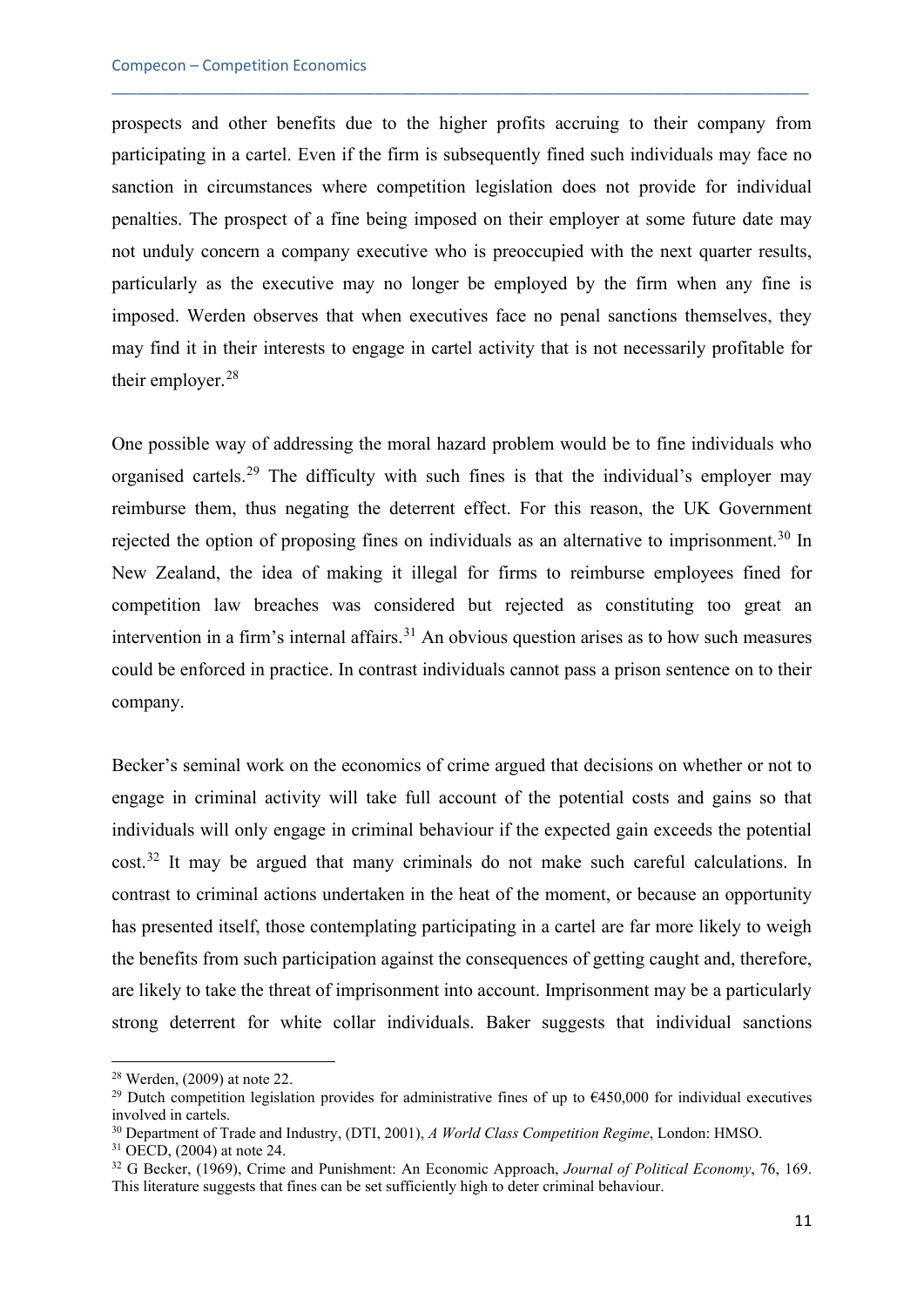prospects and other benefits due to the higher profits accruing to their company from participating in a cartel. Even if the firm is subsequently fined such individuals may face no sanction in circumstances where competition legislation does not provide for individual penalties. The prospect of a fine being imposed on their employer at some future date may not unduly concern a company executive who is preoccupied with the next quarter results, particularly as the executive may no longer be employed by the firm when any fine is imposed. Werden observes that when executives face no penal sanctions themselves, they may find it in their interests to engage in cartel activity that is not necessarily profitable for their employer.[28]

One possible way of addressing the moral hazard problem would be to fine individuals who organised cartels.[29] The difficulty with such fines is that the individual's employer may reimburse them, thus negating the deterrent effect. For this reason, the UK Government rejected the option of proposing fines on individuals as an alternative to imprisonment.[30] In New Zealand, the idea of making it illegal for firms to reimburse employees fined for competition law breaches was considered but rejected as constituting too great an intervention in a firm's internal affairs.[31] An obvious question arises as to how such measures could be enforced in practice. In contrast individuals cannot pass a prison sentence on to their company.

Becker's seminal work on the economics of crime argued that decisions on whether or not to engage in criminal activity will take full account of the potential costs and gains so that individuals will only engage in criminal behaviour if the expected gain exceeds the potential cost.[32] It may be argued that many criminals do not make such careful calculations. In contrast to criminal actions undertaken in the heat of the moment, or because an opportunity has presented itself, those contemplating participating in a cartel are far more likely to weigh the benefits from such participation against the consequences of getting caught and, therefore, are likely to take the threat of imprisonment into account. Imprisonment may be a particularly strong deterrent for white collar individuals. Baker suggests that individual sanctions

---

[28] Werden, (2009) at note 22.

[29] Dutch competition legislation provides for administrative fines of up to €450,000 for individual executives involved in cartels.

[30] Department of Trade and Industry, (DTI, 2001), *A World Class Competition Regime*, London: HMSO.

[31] OECD, (2004) at note 24.

[32] G Becker, (1969), Crime and Punishment: An Economic Approach, *Journal of Political Economy*, 76, 169. This literature suggests that fines can be set sufficiently high to deter criminal behaviour.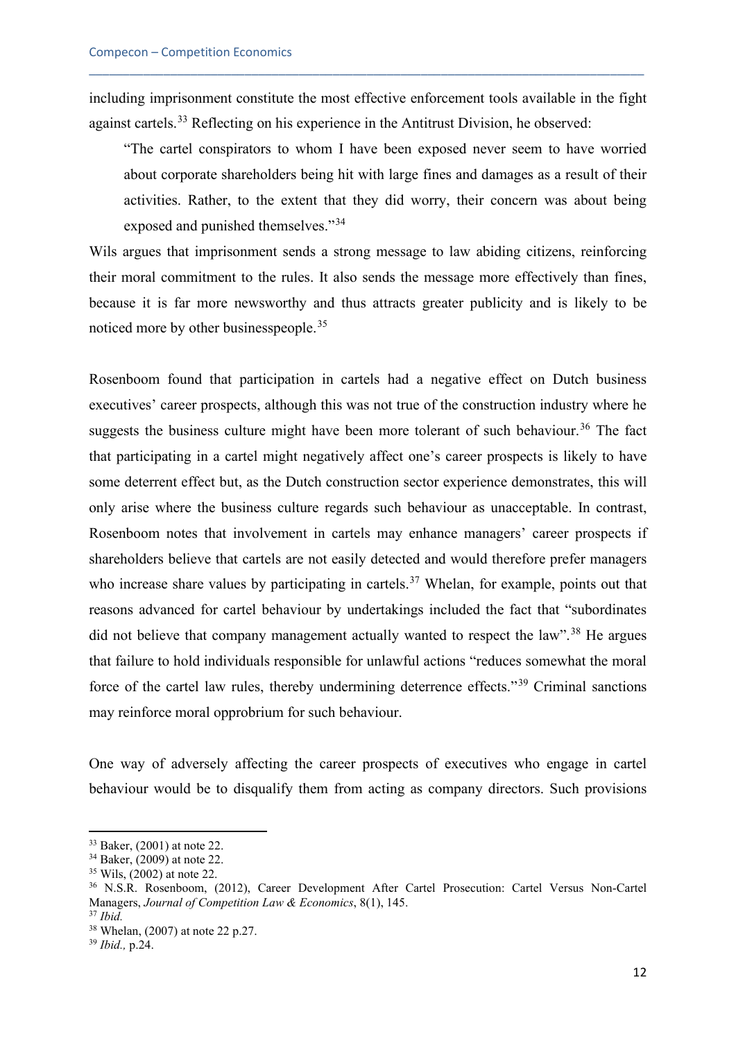including imprisonment constitute the most effective enforcement tools available in the fight against cartels.[33] Reflecting on his experience in the Antitrust Division, he observed:

> "The cartel conspirators to whom I have been exposed never seem to have worried about corporate shareholders being hit with large fines and damages as a result of their activities. Rather, to the extent that they did worry, their concern was about being exposed and punished themselves."[34]

Wils argues that imprisonment sends a strong message to law abiding citizens, reinforcing their moral commitment to the rules. It also sends the message more effectively than fines, because it is far more newsworthy and thus attracts greater publicity and is likely to be noticed more by other businesspeople.[35]

Rosenboom found that participation in cartels had a negative effect on Dutch business executives' career prospects, although this was not true of the construction industry where he suggests the business culture might have been more tolerant of such behaviour.[36] The fact that participating in a cartel might negatively affect one's career prospects is likely to have some deterrent effect but, as the Dutch construction sector experience demonstrates, this will only arise where the business culture regards such behaviour as unacceptable. In contrast, Rosenboom notes that involvement in cartels may enhance managers' career prospects if shareholders believe that cartels are not easily detected and would therefore prefer managers who increase share values by participating in cartels.[37] Whelan, for example, points out that reasons advanced for cartel behaviour by undertakings included the fact that "subordinates did not believe that company management actually wanted to respect the law".[38] He argues that failure to hold individuals responsible for unlawful actions "reduces somewhat the moral force of the cartel law rules, thereby undermining deterrence effects."[39] Criminal sanctions may reinforce moral opprobrium for such behaviour.

One way of adversely affecting the career prospects of executives who engage in cartel behaviour would be to disqualify them from acting as company directors. Such provisions

---

[33] Baker, (2001) at note 22.

[34] Baker, (2009) at note 22.

[35] Wils, (2002) at note 22.

[36] N.S.R. Rosenboom, (2012), Career Development After Cartel Prosecution: Cartel Versus Non-Cartel Managers, *Journal of Competition Law & Economics*, 8(1), 145.

[37] *Ibid.*

[38] Whelan, (2007) at note 22 p.27.

[39] *Ibid.*, p.24.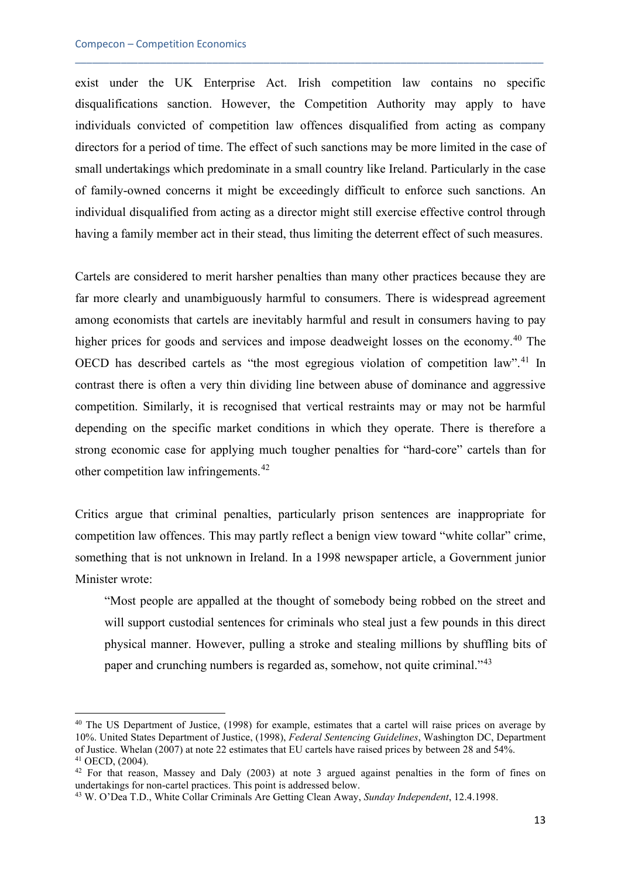exist under the UK Enterprise Act. Irish competition law contains no specific disqualifications sanction. However, the Competition Authority may apply to have individuals convicted of competition law offences disqualified from acting as company directors for a period of time. The effect of such sanctions may be more limited in the case of small undertakings which predominate in a small country like Ireland. Particularly in the case of family-owned concerns it might be exceedingly difficult to enforce such sanctions. An individual disqualified from acting as a director might still exercise effective control through having a family member act in their stead, thus limiting the deterrent effect of such measures.

Cartels are considered to merit harsher penalties than many other practices because they are far more clearly and unambiguously harmful to consumers. There is widespread agreement among economists that cartels are inevitably harmful and result in consumers having to pay higher prices for goods and services and impose deadweight losses on the economy.[40] The OECD has described cartels as "the most egregious violation of competition law".[41] In contrast there is often a very thin dividing line between abuse of dominance and aggressive competition. Similarly, it is recognised that vertical restraints may or may not be harmful depending on the specific market conditions in which they operate. There is therefore a strong economic case for applying much tougher penalties for "hard-core" cartels than for other competition law infringements.[42]

Critics argue that criminal penalties, particularly prison sentences are inappropriate for competition law offences. This may partly reflect a benign view toward "white collar" crime, something that is not unknown in Ireland. In a 1998 newspaper article, a Government junior Minister wrote:

> "Most people are appalled at the thought of somebody being robbed on the street and will support custodial sentences for criminals who steal just a few pounds in this direct physical manner. However, pulling a stroke and stealing millions by shuffling bits of paper and crunching numbers is regarded as, somehow, not quite criminal."[43]

---

[40] The US Department of Justice, (1998) for example, estimates that a cartel will raise prices on average by 10%. United States Department of Justice, (1998), *Federal Sentencing Guidelines*, Washington DC, Department of Justice. Whelan (2007) at note 22 estimates that EU cartels have raised prices by between 28 and 54%.

[41] OECD, (2004).

[42] For that reason, Massey and Daly (2003) at note 3 argued against penalties in the form of fines on undertakings for non-cartel practices. This point is addressed below.

[43] W. O'Dea T.D., White Collar Criminals Are Getting Clean Away, *Sunday Independent*, 12.4.1998.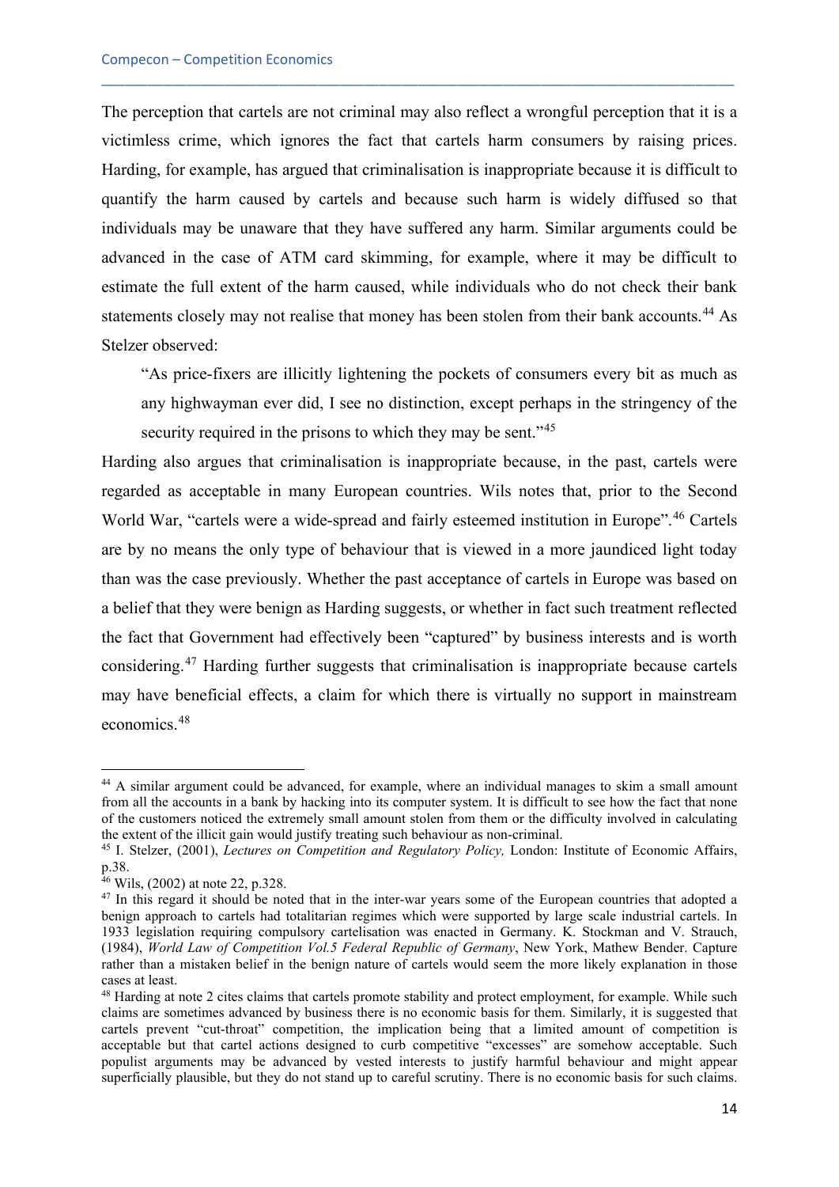The perception that cartels are not criminal may also reflect a wrongful perception that it is a victimless crime, which ignores the fact that cartels harm consumers by raising prices. Harding, for example, has argued that criminalisation is inappropriate because it is difficult to quantify the harm caused by cartels and because such harm is widely diffused so that individuals may be unaware that they have suffered any harm. Similar arguments could be advanced in the case of ATM card skimming, for example, where it may be difficult to estimate the full extent of the harm caused, while individuals who do not check their bank statements closely may not realise that money has been stolen from their bank accounts.[44] As Stelzer observed:

> "As price-fixers are illicitly lightening the pockets of consumers every bit as much as any highwayman ever did, I see no distinction, except perhaps in the stringency of the security required in the prisons to which they may be sent."[45]

Harding also argues that criminalisation is inappropriate because, in the past, cartels were regarded as acceptable in many European countries. Wils notes that, prior to the Second World War, "cartels were a wide-spread and fairly esteemed institution in Europe".[46] Cartels are by no means the only type of behaviour that is viewed in a more jaundiced light today than was the case previously. Whether the past acceptance of cartels in Europe was based on a belief that they were benign as Harding suggests, or whether in fact such treatment reflected the fact that Government had effectively been "captured" by business interests and is worth considering.[47] Harding further suggests that criminalisation is inappropriate because cartels may have beneficial effects, a claim for which there is virtually no support in mainstream economics.[48]

---

[44] A similar argument could be advanced, for example, where an individual manages to skim a small amount from all the accounts in a bank by hacking into its computer system. It is difficult to see how the fact that none of the customers noticed the extremely small amount stolen from them or the difficulty involved in calculating the extent of the illicit gain would justify treating such behaviour as non-criminal.

[45] I. Stelzer, (2001), *Lectures on Competition and Regulatory Policy,* London: Institute of Economic Affairs, p.38.

[46] Wils, (2002) at note 22, p.328.

[47] In this regard it should be noted that in the inter-war years some of the European countries that adopted a benign approach to cartels had totalitarian regimes which were supported by large scale industrial cartels. In 1933 legislation requiring compulsory cartelisation was enacted in Germany. K. Stockman and V. Strauch, (1984), *World Law of Competition Vol.5 Federal Republic of Germany*, New York, Mathew Bender. Capture rather than a mistaken belief in the benign nature of cartels would seem the more likely explanation in those cases at least.

[48] Harding at note 2 cites claims that cartels promote stability and protect employment, for example. While such claims are sometimes advanced by business there is no economic basis for them. Similarly, it is suggested that cartels prevent "cut-throat" competition, the implication being that a limited amount of competition is acceptable but that cartel actions designed to curb competitive "excesses" are somehow acceptable. Such populist arguments may be advanced by vested interests to justify harmful behaviour and might appear superficially plausible, but they do not stand up to careful scrutiny. There is no economic basis for such claims.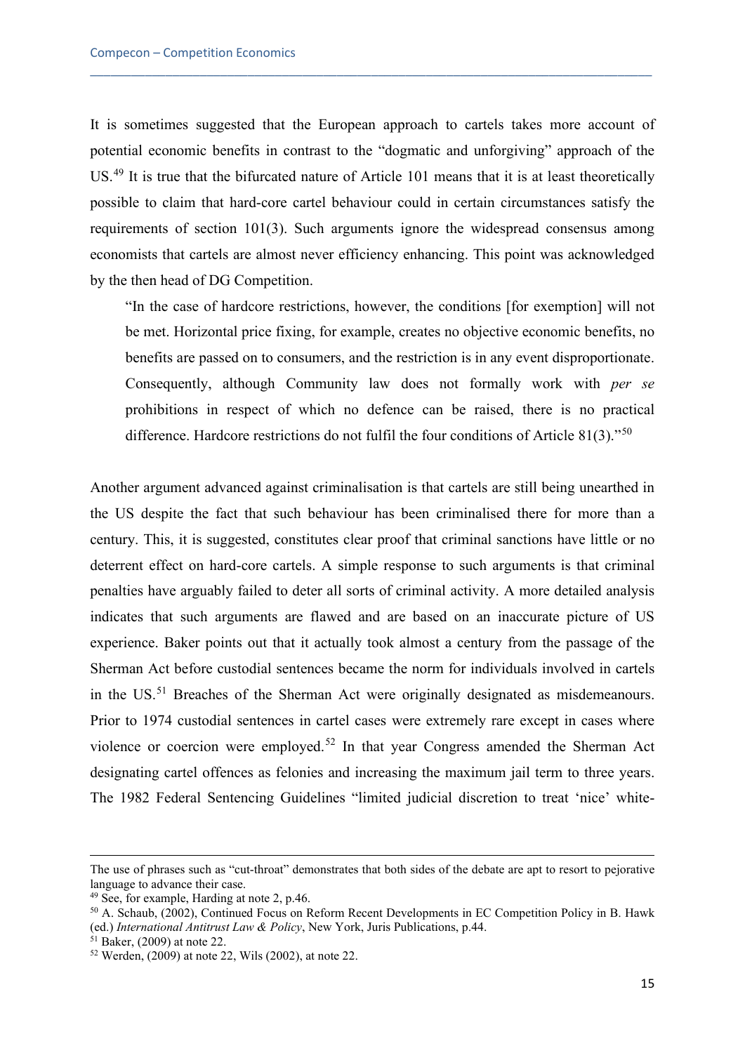It is sometimes suggested that the European approach to cartels takes more account of potential economic benefits in contrast to the "dogmatic and unforgiving" approach of the US.[49] It is true that the bifurcated nature of Article 101 means that it is at least theoretically possible to claim that hard-core cartel behaviour could in certain circumstances satisfy the requirements of section 101(3). Such arguments ignore the widespread consensus among economists that cartels are almost never efficiency enhancing. This point was acknowledged by the then head of DG Competition.

> "In the case of hardcore restrictions, however, the conditions [for exemption] will not be met. Horizontal price fixing, for example, creates no objective economic benefits, no benefits are passed on to consumers, and the restriction is in any event disproportionate. Consequently, although Community law does not formally work with *per se* prohibitions in respect of which no defence can be raised, there is no practical difference. Hardcore restrictions do not fulfil the four conditions of Article 81(3)."[50]

Another argument advanced against criminalisation is that cartels are still being unearthed in the US despite the fact that such behaviour has been criminalised there for more than a century. This, it is suggested, constitutes clear proof that criminal sanctions have little or no deterrent effect on hard-core cartels. A simple response to such arguments is that criminal penalties have arguably failed to deter all sorts of criminal activity. A more detailed analysis indicates that such arguments are flawed and are based on an inaccurate picture of US experience. Baker points out that it actually took almost a century from the passage of the Sherman Act before custodial sentences became the norm for individuals involved in cartels in the US.[51] Breaches of the Sherman Act were originally designated as misdemeanours. Prior to 1974 custodial sentences in cartel cases were extremely rare except in cases where violence or coercion were employed.[52] In that year Congress amended the Sherman Act designating cartel offences as felonies and increasing the maximum jail term to three years. The 1982 Federal Sentencing Guidelines "limited judicial discretion to treat 'nice' white-

---

The use of phrases such as "cut-throat" demonstrates that both sides of the debate are apt to resort to pejorative language to advance their case.

[49] See, for example, Harding at note 2, p.46.

[50] A. Schaub, (2002), Continued Focus on Reform Recent Developments in EC Competition Policy in B. Hawk (ed.) *International Antitrust Law & Policy*, New York, Juris Publications, p.44.

[51] Baker, (2009) at note 22.

[52] Werden, (2009) at note 22, Wils (2002), at note 22.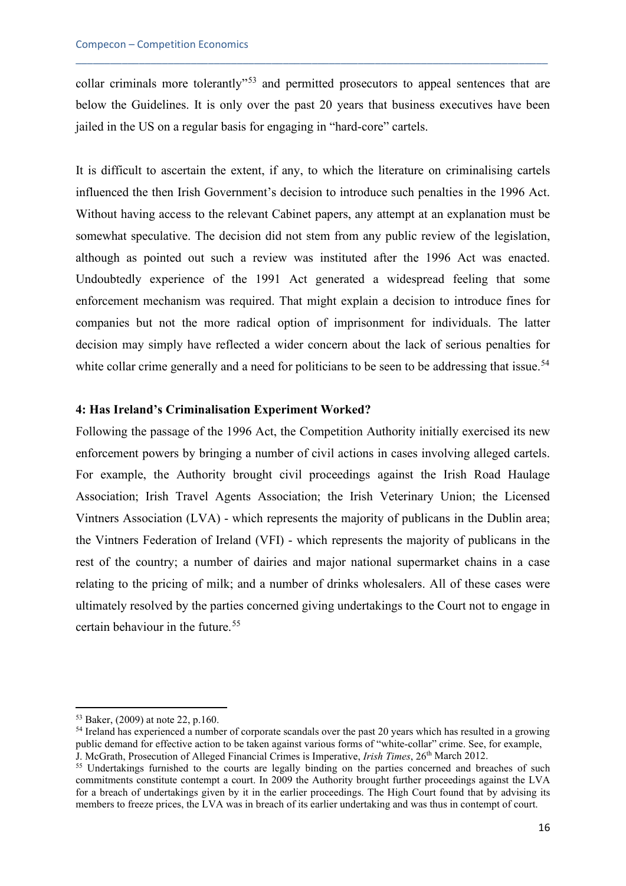collar criminals more tolerantly"[53] and permitted prosecutors to appeal sentences that are below the Guidelines. It is only over the past 20 years that business executives have been jailed in the US on a regular basis for engaging in "hard-core" cartels.

It is difficult to ascertain the extent, if any, to which the literature on criminalising cartels influenced the then Irish Government's decision to introduce such penalties in the 1996 Act. Without having access to the relevant Cabinet papers, any attempt at an explanation must be somewhat speculative. The decision did not stem from any public review of the legislation, although as pointed out such a review was instituted after the 1996 Act was enacted. Undoubtedly experience of the 1991 Act generated a widespread feeling that some enforcement mechanism was required. That might explain a decision to introduce fines for companies but not the more radical option of imprisonment for individuals. The latter decision may simply have reflected a wider concern about the lack of serious penalties for white collar crime generally and a need for politicians to be seen to be addressing that issue.[54]

#### 4: Has Ireland's Criminalisation Experiment Worked?

Following the passage of the 1996 Act, the Competition Authority initially exercised its new enforcement powers by bringing a number of civil actions in cases involving alleged cartels. For example, the Authority brought civil proceedings against the Irish Road Haulage Association; Irish Travel Agents Association; the Irish Veterinary Union; the Licensed Vintners Association (LVA) - which represents the majority of publicans in the Dublin area; the Vintners Federation of Ireland (VFI) - which represents the majority of publicans in the rest of the country; a number of dairies and major national supermarket chains in a case relating to the pricing of milk; and a number of drinks wholesalers. All of these cases were ultimately resolved by the parties concerned giving undertakings to the Court not to engage in certain behaviour in the future.[55]

---

[53] Baker, (2009) at note 22, p.160.

[54] Ireland has experienced a number of corporate scandals over the past 20 years which has resulted in a growing public demand for effective action to be taken against various forms of "white-collar" crime. See, for example, J. McGrath, Prosecution of Alleged Financial Crimes is Imperative, *Irish Times*, 26th March 2012.

[55] Undertakings furnished to the courts are legally binding on the parties concerned and breaches of such commitments constitute contempt a court. In 2009 the Authority brought further proceedings against the LVA for a breach of undertakings given by it in the earlier proceedings. The High Court found that by advising its members to freeze prices, the LVA was in breach of its earlier undertaking and was thus in contempt of court.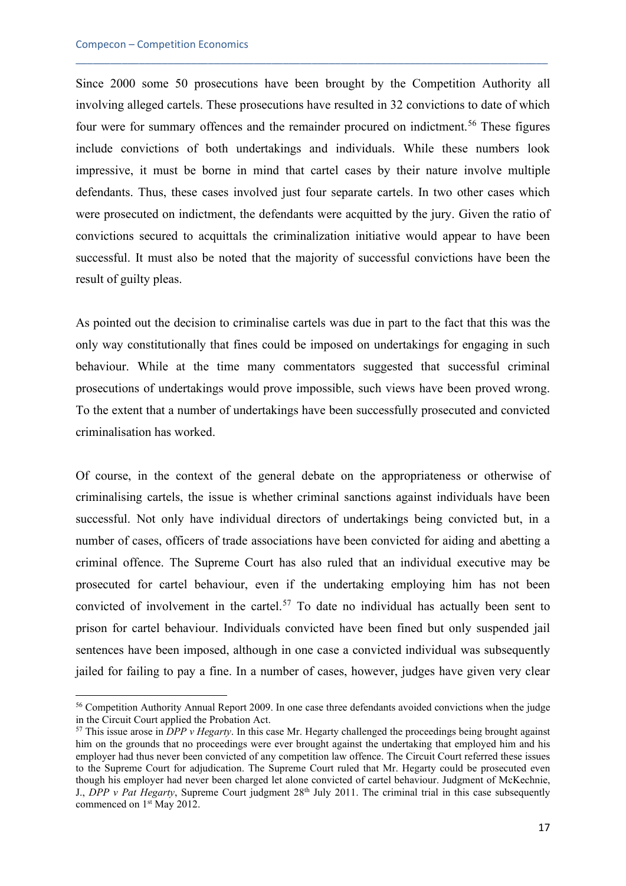Since 2000 some 50 prosecutions have been brought by the Competition Authority all involving alleged cartels. These prosecutions have resulted in 32 convictions to date of which four were for summary offences and the remainder procured on indictment.[56] These figures include convictions of both undertakings and individuals. While these numbers look impressive, it must be borne in mind that cartel cases by their nature involve multiple defendants. Thus, these cases involved just four separate cartels. In two other cases which were prosecuted on indictment, the defendants were acquitted by the jury. Given the ratio of convictions secured to acquittals the criminalization initiative would appear to have been successful. It must also be noted that the majority of successful convictions have been the result of guilty pleas.

As pointed out the decision to criminalise cartels was due in part to the fact that this was the only way constitutionally that fines could be imposed on undertakings for engaging in such behaviour. While at the time many commentators suggested that successful criminal prosecutions of undertakings would prove impossible, such views have been proved wrong. To the extent that a number of undertakings have been successfully prosecuted and convicted criminalisation has worked.

Of course, in the context of the general debate on the appropriateness or otherwise of criminalising cartels, the issue is whether criminal sanctions against individuals have been successful. Not only have individual directors of undertakings being convicted but, in a number of cases, officers of trade associations have been convicted for aiding and abetting a criminal offence. The Supreme Court has also ruled that an individual executive may be prosecuted for cartel behaviour, even if the undertaking employing him has not been convicted of involvement in the cartel.[57] To date no individual has actually been sent to prison for cartel behaviour. Individuals convicted have been fined but only suspended jail sentences have been imposed, although in one case a convicted individual was subsequently jailed for failing to pay a fine. In a number of cases, however, judges have given very clear

---

[56] Competition Authority Annual Report 2009. In one case three defendants avoided convictions when the judge in the Circuit Court applied the Probation Act.

[57] This issue arose in *DPP v Hegarty*. In this case Mr. Hegarty challenged the proceedings being brought against him on the grounds that no proceedings were ever brought against the undertaking that employed him and his employer had thus never been convicted of any competition law offence. The Circuit Court referred these issues to the Supreme Court for adjudication. The Supreme Court ruled that Mr. Hegarty could be prosecuted even though his employer had never been charged let alone convicted of cartel behaviour. Judgment of McKechnie, J., *DPP v Pat Hegarty*, Supreme Court judgment 28th July 2011. The criminal trial in this case subsequently commenced on 1st May 2012.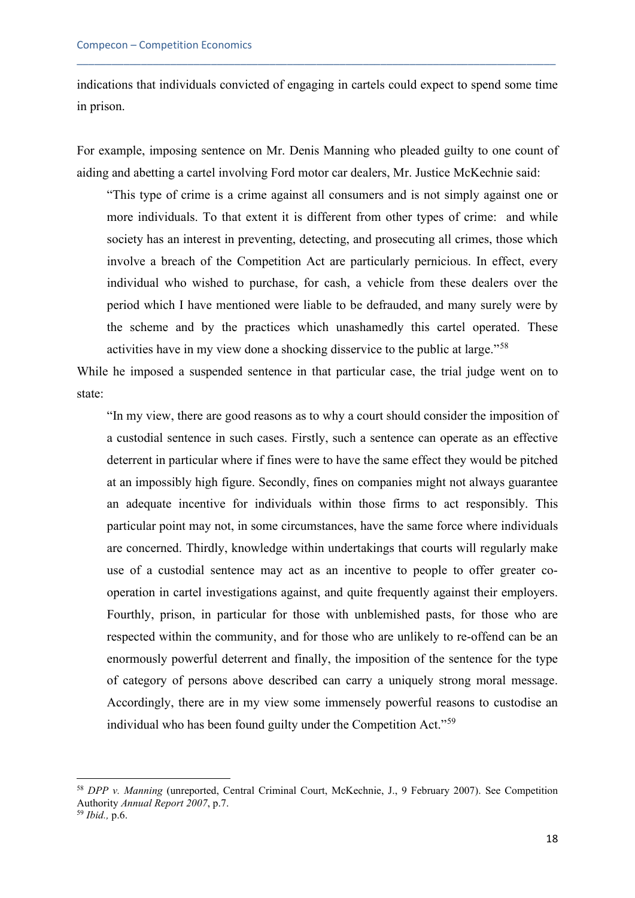indications that individuals convicted of engaging in cartels could expect to spend some time in prison.

For example, imposing sentence on Mr. Denis Manning who pleaded guilty to one count of aiding and abetting a cartel involving Ford motor car dealers, Mr. Justice McKechnie said:

> "This type of crime is a crime against all consumers and is not simply against one or more individuals. To that extent it is different from other types of crime: and while society has an interest in preventing, detecting, and prosecuting all crimes, those which involve a breach of the Competition Act are particularly pernicious. In effect, every individual who wished to purchase, for cash, a vehicle from these dealers over the period which I have mentioned were liable to be defrauded, and many surely were by the scheme and by the practices which unashamedly this cartel operated. These activities have in my view done a shocking disservice to the public at large."[58]

While he imposed a suspended sentence in that particular case, the trial judge went on to state:

> "In my view, there are good reasons as to why a court should consider the imposition of a custodial sentence in such cases. Firstly, such a sentence can operate as an effective deterrent in particular where if fines were to have the same effect they would be pitched at an impossibly high figure. Secondly, fines on companies might not always guarantee an adequate incentive for individuals within those firms to act responsibly. This particular point may not, in some circumstances, have the same force where individuals are concerned. Thirdly, knowledge within undertakings that courts will regularly make use of a custodial sentence may act as an incentive to people to offer greater co-operation in cartel investigations against, and quite frequently against their employers. Fourthly, prison, in particular for those with unblemished pasts, for those who are respected within the community, and for those who are unlikely to re-offend can be an enormously powerful deterrent and finally, the imposition of the sentence for the type of category of persons above described can carry a uniquely strong moral message. Accordingly, there are in my view some immensely powerful reasons to custodise an individual who has been found guilty under the Competition Act."[59]

---

[58] *DPP v. Manning* (unreported, Central Criminal Court, McKechnie, J., 9 February 2007). See Competition Authority *Annual Report 2007*, p.7.

[59] *Ibid.,* p.6.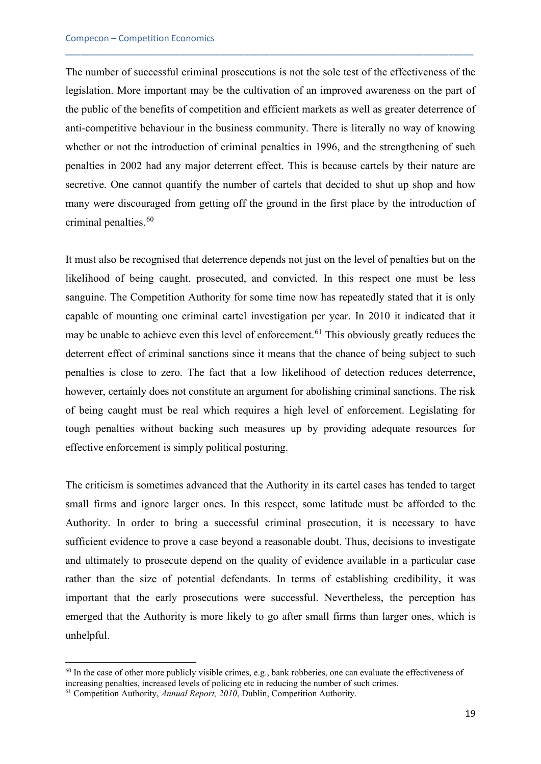The number of successful criminal prosecutions is not the sole test of the effectiveness of the legislation. More important may be the cultivation of an improved awareness on the part of the public of the benefits of competition and efficient markets as well as greater deterrence of anti-competitive behaviour in the business community. There is literally no way of knowing whether or not the introduction of criminal penalties in 1996, and the strengthening of such penalties in 2002 had any major deterrent effect. This is because cartels by their nature are secretive. One cannot quantify the number of cartels that decided to shut up shop and how many were discouraged from getting off the ground in the first place by the introduction of criminal penalties.[60]

It must also be recognised that deterrence depends not just on the level of penalties but on the likelihood of being caught, prosecuted, and convicted. In this respect one must be less sanguine. The Competition Authority for some time now has repeatedly stated that it is only capable of mounting one criminal cartel investigation per year. In 2010 it indicated that it may be unable to achieve even this level of enforcement.[61] This obviously greatly reduces the deterrent effect of criminal sanctions since it means that the chance of being subject to such penalties is close to zero. The fact that a low likelihood of detection reduces deterrence, however, certainly does not constitute an argument for abolishing criminal sanctions. The risk of being caught must be real which requires a high level of enforcement. Legislating for tough penalties without backing such measures up by providing adequate resources for effective enforcement is simply political posturing.

The criticism is sometimes advanced that the Authority in its cartel cases has tended to target small firms and ignore larger ones. In this respect, some latitude must be afforded to the Authority. In order to bring a successful criminal prosecution, it is necessary to have sufficient evidence to prove a case beyond a reasonable doubt. Thus, decisions to investigate and ultimately to prosecute depend on the quality of evidence available in a particular case rather than the size of potential defendants. In terms of establishing credibility, it was important that the early prosecutions were successful. Nevertheless, the perception has emerged that the Authority is more likely to go after small firms than larger ones, which is unhelpful.

---

[60] In the case of other more publicly visible crimes, e.g., bank robberies, one can evaluate the effectiveness of increasing penalties, increased levels of policing etc in reducing the number of such crimes.

[61] Competition Authority, *Annual Report, 2010*, Dublin, Competition Authority.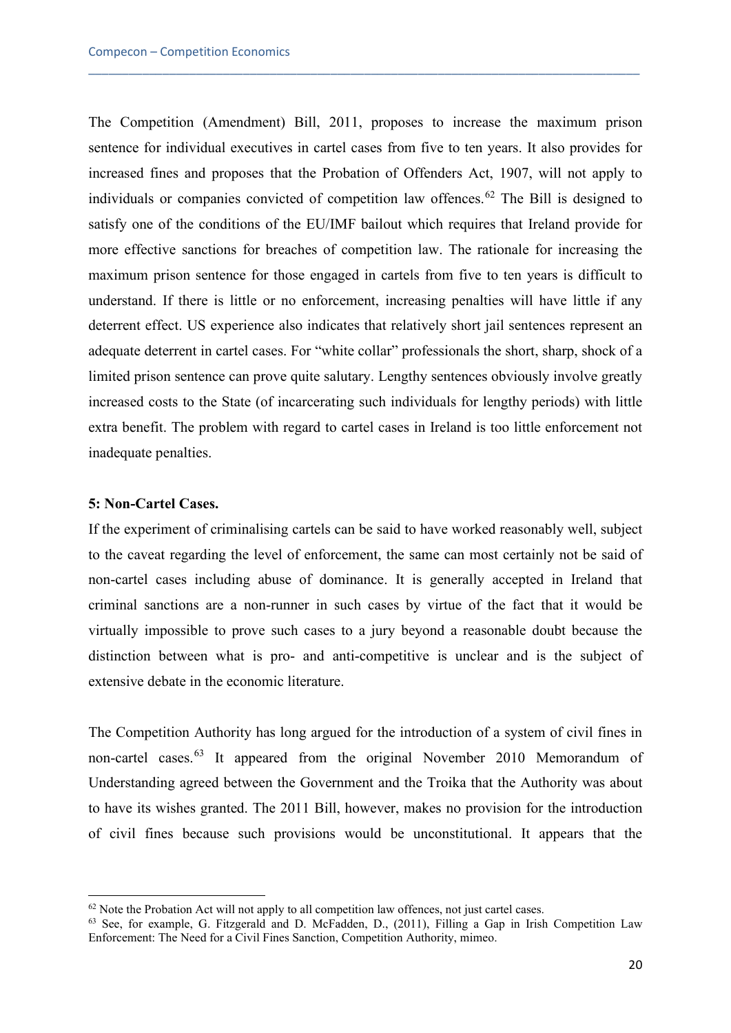The Competition (Amendment) Bill, 2011, proposes to increase the maximum prison sentence for individual executives in cartel cases from five to ten years. It also provides for increased fines and proposes that the Probation of Offenders Act, 1907, will not apply to individuals or companies convicted of competition law offences.[62] The Bill is designed to satisfy one of the conditions of the EU/IMF bailout which requires that Ireland provide for more effective sanctions for breaches of competition law. The rationale for increasing the maximum prison sentence for those engaged in cartels from five to ten years is difficult to understand. If there is little or no enforcement, increasing penalties will have little if any deterrent effect. US experience also indicates that relatively short jail sentences represent an adequate deterrent in cartel cases. For "white collar" professionals the short, sharp, shock of a limited prison sentence can prove quite salutary. Lengthy sentences obviously involve greatly increased costs to the State (of incarcerating such individuals for lengthy periods) with little extra benefit. The problem with regard to cartel cases in Ireland is too little enforcement not inadequate penalties.

**5: Non-Cartel Cases.**

If the experiment of criminalising cartels can be said to have worked reasonably well, subject to the caveat regarding the level of enforcement, the same can most certainly not be said of non-cartel cases including abuse of dominance. It is generally accepted in Ireland that criminal sanctions are a non-runner in such cases by virtue of the fact that it would be virtually impossible to prove such cases to a jury beyond a reasonable doubt because the distinction between what is pro- and anti-competitive is unclear and is the subject of extensive debate in the economic literature.

The Competition Authority has long argued for the introduction of a system of civil fines in non-cartel cases.[63] It appeared from the original November 2010 Memorandum of Understanding agreed between the Government and the Troika that the Authority was about to have its wishes granted. The 2011 Bill, however, makes no provision for the introduction of civil fines because such provisions would be unconstitutional. It appears that the

---

[62] Note the Probation Act will not apply to all competition law offences, not just cartel cases.

[63] See, for example, G. Fitzgerald and D. McFadden, D., (2011), Filling a Gap in Irish Competition Law Enforcement: The Need for a Civil Fines Sanction, Competition Authority, mimeo.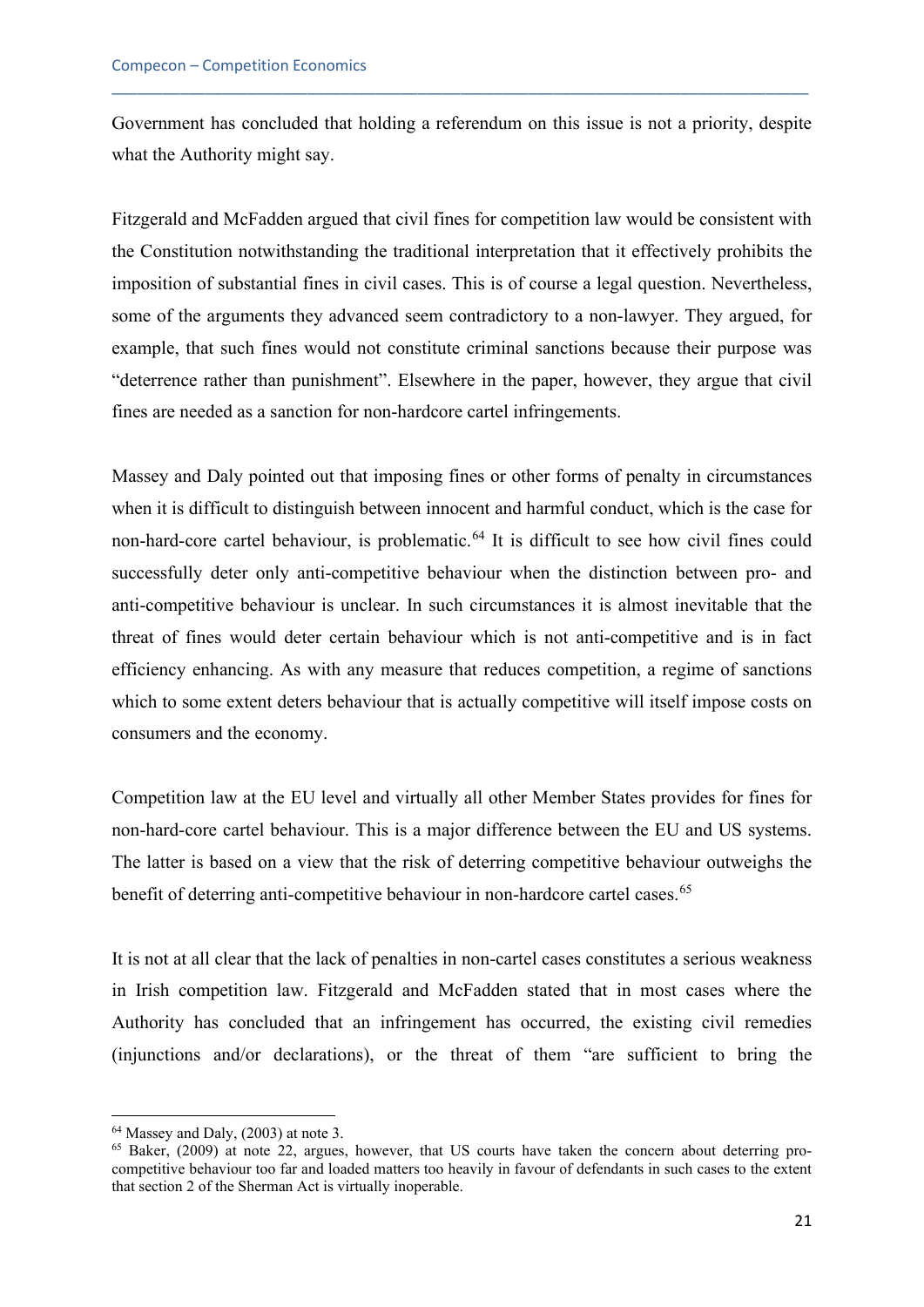Government has concluded that holding a referendum on this issue is not a priority, despite what the Authority might say.

Fitzgerald and McFadden argued that civil fines for competition law would be consistent with the Constitution notwithstanding the traditional interpretation that it effectively prohibits the imposition of substantial fines in civil cases. This is of course a legal question. Nevertheless, some of the arguments they advanced seem contradictory to a non-lawyer. They argued, for example, that such fines would not constitute criminal sanctions because their purpose was "deterrence rather than punishment". Elsewhere in the paper, however, they argue that civil fines are needed as a sanction for non-hardcore cartel infringements.

Massey and Daly pointed out that imposing fines or other forms of penalty in circumstances when it is difficult to distinguish between innocent and harmful conduct, which is the case for non-hard-core cartel behaviour, is problematic.[64] It is difficult to see how civil fines could successfully deter only anti-competitive behaviour when the distinction between pro- and anti-competitive behaviour is unclear. In such circumstances it is almost inevitable that the threat of fines would deter certain behaviour which is not anti-competitive and is in fact efficiency enhancing. As with any measure that reduces competition, a regime of sanctions which to some extent deters behaviour that is actually competitive will itself impose costs on consumers and the economy.

Competition law at the EU level and virtually all other Member States provides for fines for non-hard-core cartel behaviour. This is a major difference between the EU and US systems. The latter is based on a view that the risk of deterring competitive behaviour outweighs the benefit of deterring anti-competitive behaviour in non-hardcore cartel cases.[65]

It is not at all clear that the lack of penalties in non-cartel cases constitutes a serious weakness in Irish competition law. Fitzgerald and McFadden stated that in most cases where the Authority has concluded that an infringement has occurred, the existing civil remedies (injunctions and/or declarations), or the threat of them "are sufficient to bring the

---

[64] Massey and Daly, (2003) at note 3.

[65] Baker, (2009) at note 22, argues, however, that US courts have taken the concern about deterring pro-competitive behaviour too far and loaded matters too heavily in favour of defendants in such cases to the extent that section 2 of the Sherman Act is virtually inoperable.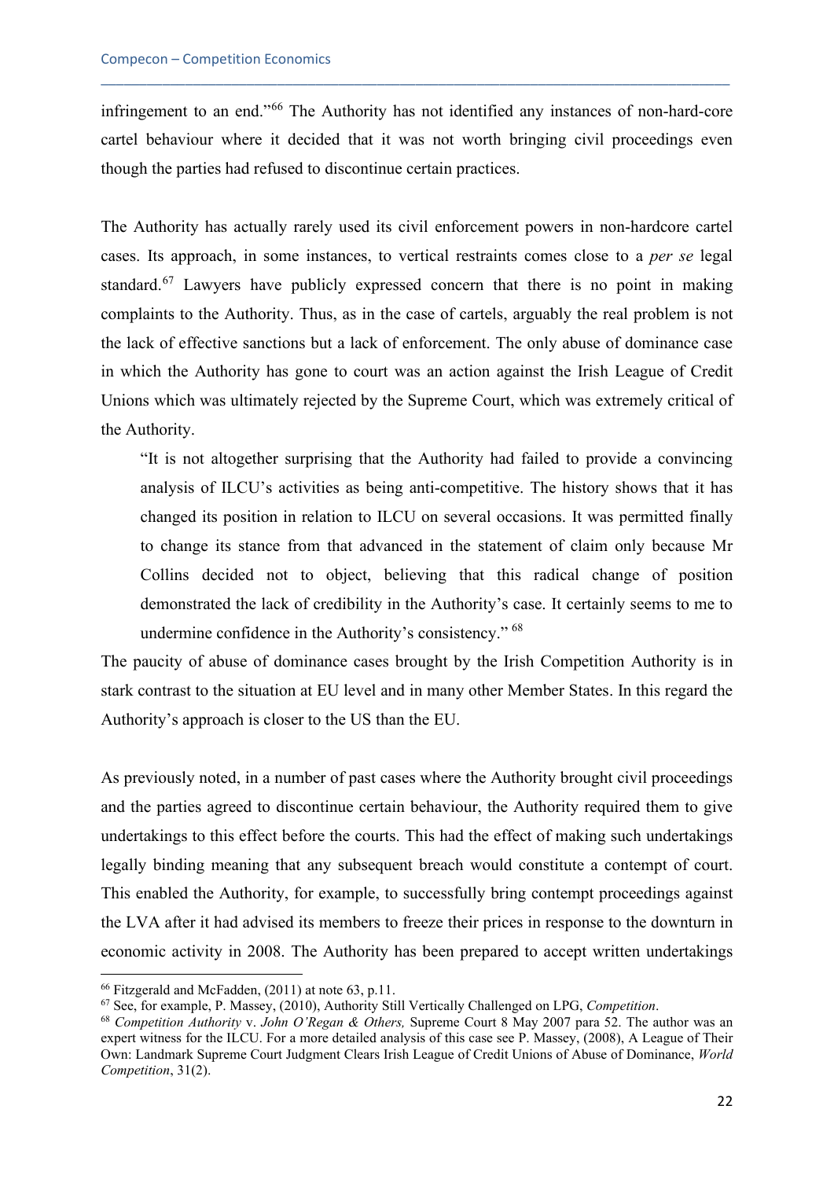infringement to an end."[66] The Authority has not identified any instances of non-hard-core cartel behaviour where it decided that it was not worth bringing civil proceedings even though the parties had refused to discontinue certain practices.

The Authority has actually rarely used its civil enforcement powers in non-hardcore cartel cases. Its approach, in some instances, to vertical restraints comes close to a *per se* legal standard.[67] Lawyers have publicly expressed concern that there is no point in making complaints to the Authority. Thus, as in the case of cartels, arguably the real problem is not the lack of effective sanctions but a lack of enforcement. The only abuse of dominance case in which the Authority has gone to court was an action against the Irish League of Credit Unions which was ultimately rejected by the Supreme Court, which was extremely critical of the Authority.

> "It is not altogether surprising that the Authority had failed to provide a convincing analysis of ILCU's activities as being anti-competitive. The history shows that it has changed its position in relation to ILCU on several occasions. It was permitted finally to change its stance from that advanced in the statement of claim only because Mr Collins decided not to object, believing that this radical change of position demonstrated the lack of credibility in the Authority's case. It certainly seems to me to undermine confidence in the Authority's consistency." [68]

The paucity of abuse of dominance cases brought by the Irish Competition Authority is in stark contrast to the situation at EU level and in many other Member States. In this regard the Authority's approach is closer to the US than the EU.

As previously noted, in a number of past cases where the Authority brought civil proceedings and the parties agreed to discontinue certain behaviour, the Authority required them to give undertakings to this effect before the courts. This had the effect of making such undertakings legally binding meaning that any subsequent breach would constitute a contempt of court. This enabled the Authority, for example, to successfully bring contempt proceedings against the LVA after it had advised its members to freeze their prices in response to the downturn in economic activity in 2008. The Authority has been prepared to accept written undertakings

---

[66] Fitzgerald and McFadden, (2011) at note 63, p.11.

[67] See, for example, P. Massey, (2010), Authority Still Vertically Challenged on LPG, *Competition*.

[68] *Competition Authority* v. *John O'Regan & Others,* Supreme Court 8 May 2007 para 52. The author was an expert witness for the ILCU. For a more detailed analysis of this case see P. Massey, (2008), A League of Their Own: Landmark Supreme Court Judgment Clears Irish League of Credit Unions of Abuse of Dominance, *World Competition*, 31(2).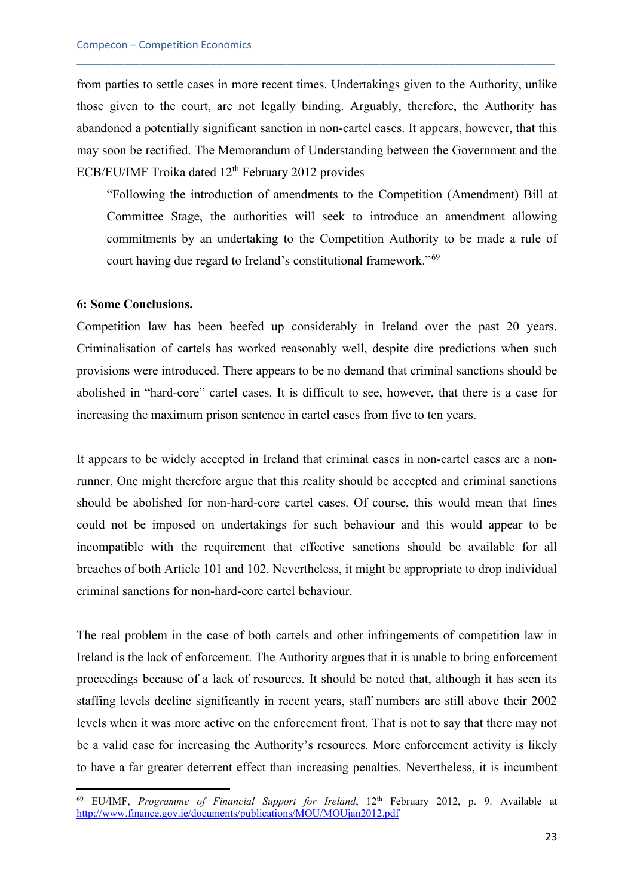from parties to settle cases in more recent times. Undertakings given to the Authority, unlike those given to the court, are not legally binding. Arguably, therefore, the Authority has abandoned a potentially significant sanction in non-cartel cases. It appears, however, that this may soon be rectified. The Memorandum of Understanding between the Government and the ECB/EU/IMF Troika dated 12th February 2012 provides

> "Following the introduction of amendments to the Competition (Amendment) Bill at Committee Stage, the authorities will seek to introduce an amendment allowing commitments by an undertaking to the Competition Authority to be made a rule of court having due regard to Ireland's constitutional framework."[69]

**6: Some Conclusions.**

Competition law has been beefed up considerably in Ireland over the past 20 years. Criminalisation of cartels has worked reasonably well, despite dire predictions when such provisions were introduced. There appears to be no demand that criminal sanctions should be abolished in "hard-core" cartel cases. It is difficult to see, however, that there is a case for increasing the maximum prison sentence in cartel cases from five to ten years.

It appears to be widely accepted in Ireland that criminal cases in non-cartel cases are a non-runner. One might therefore argue that this reality should be accepted and criminal sanctions should be abolished for non-hard-core cartel cases. Of course, this would mean that fines could not be imposed on undertakings for such behaviour and this would appear to be incompatible with the requirement that effective sanctions should be available for all breaches of both Article 101 and 102. Nevertheless, it might be appropriate to drop individual criminal sanctions for non-hard-core cartel behaviour.

The real problem in the case of both cartels and other infringements of competition law in Ireland is the lack of enforcement. The Authority argues that it is unable to bring enforcement proceedings because of a lack of resources. It should be noted that, although it has seen its staffing levels decline significantly in recent years, staff numbers are still above their 2002 levels when it was more active on the enforcement front. That is not to say that there may not be a valid case for increasing the Authority's resources. More enforcement activity is likely to have a far greater deterrent effect than increasing penalties. Nevertheless, it is incumbent

---

[69] EU/IMF, *Programme of Financial Support for Ireland*, 12th February 2012, p. 9. Available at http://www.finance.gov.ie/documents/publications/MOU/MOUjan2012.pdf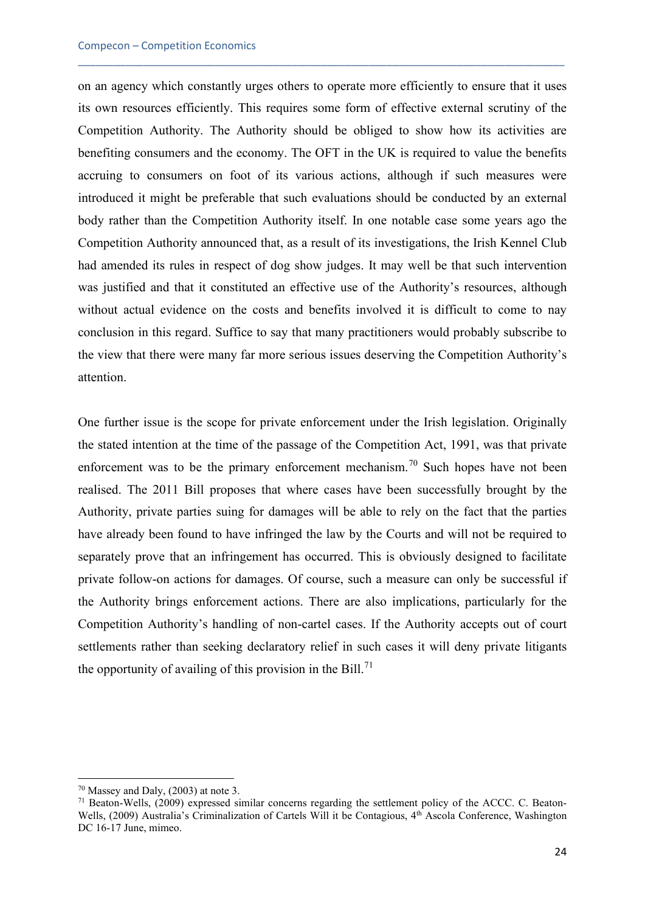on an agency which constantly urges others to operate more efficiently to ensure that it uses its own resources efficiently. This requires some form of effective external scrutiny of the Competition Authority. The Authority should be obliged to show how its activities are benefiting consumers and the economy. The OFT in the UK is required to value the benefits accruing to consumers on foot of its various actions, although if such measures were introduced it might be preferable that such evaluations should be conducted by an external body rather than the Competition Authority itself. In one notable case some years ago the Competition Authority announced that, as a result of its investigations, the Irish Kennel Club had amended its rules in respect of dog show judges. It may well be that such intervention was justified and that it constituted an effective use of the Authority's resources, although without actual evidence on the costs and benefits involved it is difficult to come to nay conclusion in this regard. Suffice to say that many practitioners would probably subscribe to the view that there were many far more serious issues deserving the Competition Authority's attention.

One further issue is the scope for private enforcement under the Irish legislation. Originally the stated intention at the time of the passage of the Competition Act, 1991, was that private enforcement was to be the primary enforcement mechanism.[70] Such hopes have not been realised. The 2011 Bill proposes that where cases have been successfully brought by the Authority, private parties suing for damages will be able to rely on the fact that the parties have already been found to have infringed the law by the Courts and will not be required to separately prove that an infringement has occurred. This is obviously designed to facilitate private follow-on actions for damages. Of course, such a measure can only be successful if the Authority brings enforcement actions. There are also implications, particularly for the Competition Authority's handling of non-cartel cases. If the Authority accepts out of court settlements rather than seeking declaratory relief in such cases it will deny private litigants the opportunity of availing of this provision in the Bill.[71]

---

[70] Massey and Daly, (2003) at note 3.

[71] Beaton-Wells, (2009) expressed similar concerns regarding the settlement policy of the ACCC. C. Beaton-Wells, (2009) Australia's Criminalization of Cartels Will it be Contagious, 4th Ascola Conference, Washington DC 16-17 June, mimeo.